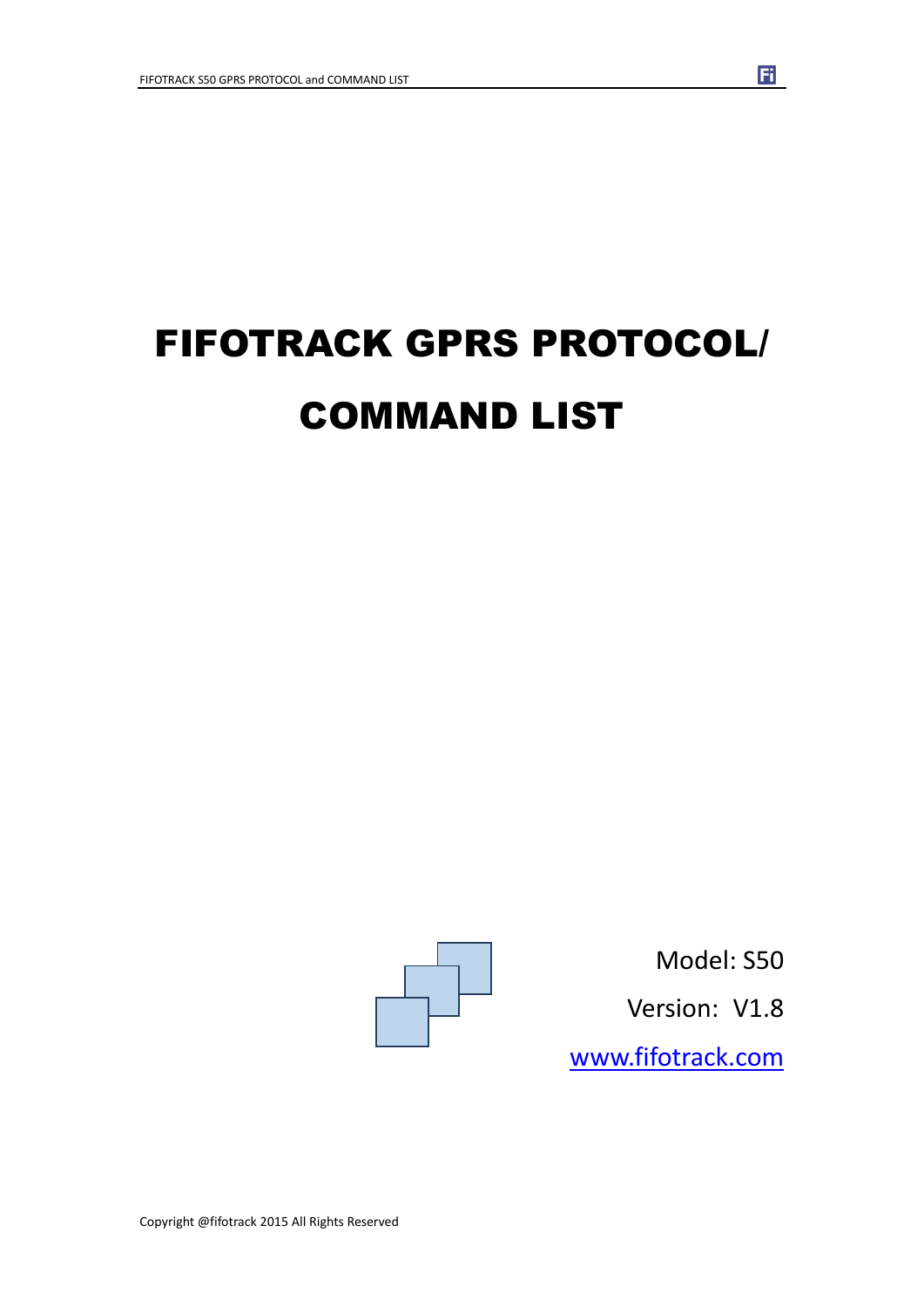# FIFOTRACK GPRS PROTOCOL/ COMMAND LIST

Model: S50

Version: V1.8

www.fifotrack.com

Copyright @fifotrack 2015 All Rights Reserved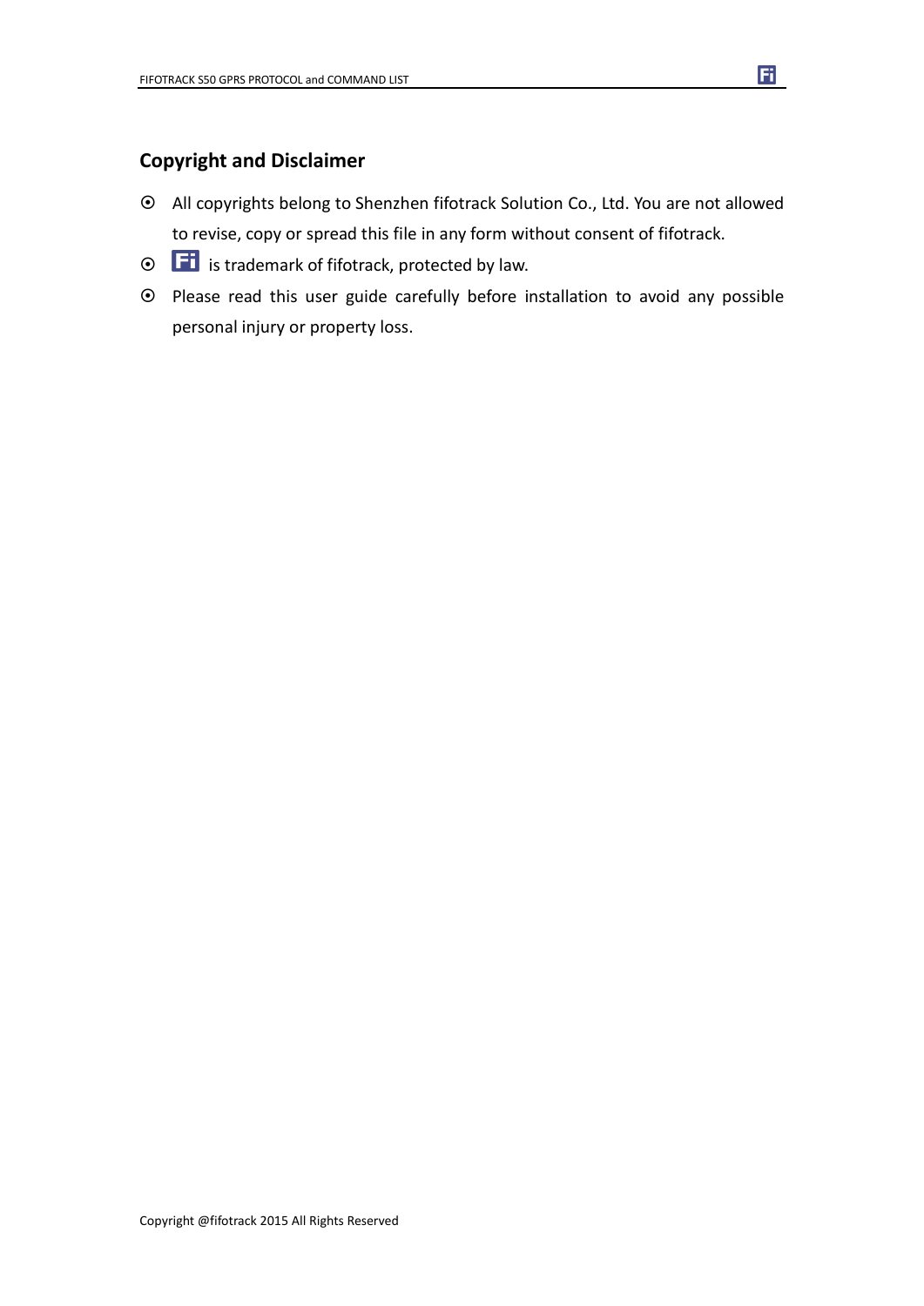## Copyright and Disclaimer

- All copyrights belong to Shenzhen fifotrack Solution Co., Ltd. You are not allowed to revise, copy or spread this file in any form without consent of fifotrack.
- Fi is trademark of fifotrack, protected by law.
- Please read this user guide carefully before installation to avoid any possible personal injury or property loss.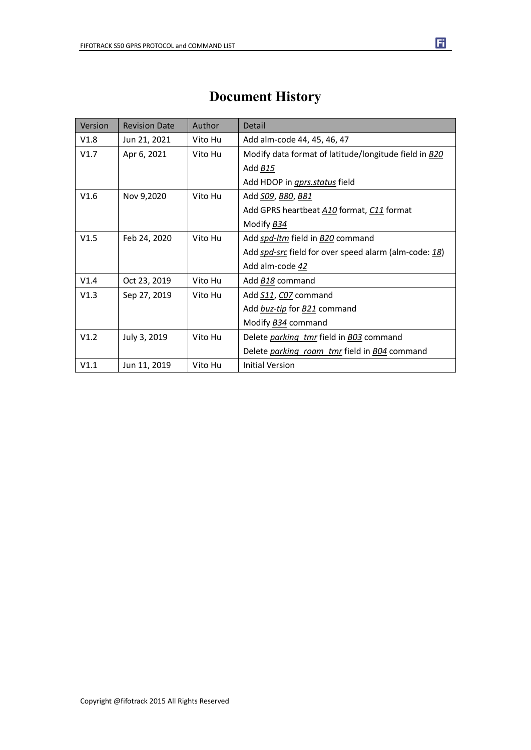# Document History

| Version | Revision Date | Author | Detail |
|---|---|---|---|
| V1.8 | Jun 21, 2021 | Vito Hu | Add alm-code 44, 45, 46, 47 |
| V1.7 | Apr 6, 2021 | Vito Hu | Modify data format of latitude/longitude field in *B20*<br>Add *B15*<br>Add HDOP in *gprs.status* field |
| V1.6 | Nov 9,2020 | Vito Hu | Add *S09*, *B80*, *B81*<br>Add GPRS heartbeat *A10* format, *C11* format<br>Modify *B34* |
| V1.5 | Feb 24, 2020 | Vito Hu | Add *spd-ltm* field in *B20* command<br>Add *spd-src* field for over speed alarm (alm-code: *18*)<br>Add alm-code *42* |
| V1.4 | Oct 23, 2019 | Vito Hu | Add *B18* command |
| V1.3 | Sep 27, 2019 | Vito Hu | Add *S11*, *C07* command<br>Add *buz-tip* for *B21* command<br>Modify *B34* command |
| V1.2 | July 3, 2019 | Vito Hu | Delete *parking_tmr* field in *B03* command<br>Delete *parking_roam_tmr* field in *B04* command |
| V1.1 | Jun 11, 2019 | Vito Hu | Initial Version |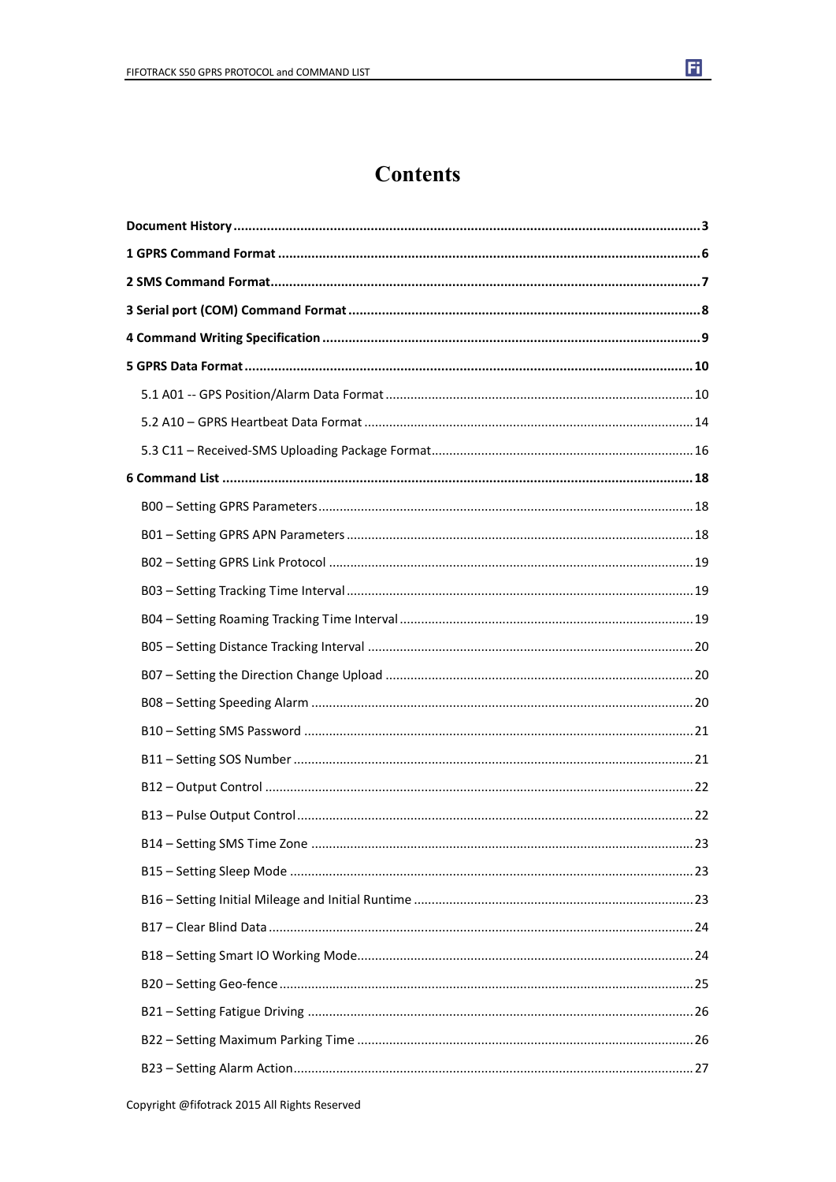# Contents

**Document History** .......... 3

**1 GPRS Command Format** .......... 6

**2 SMS Command Format** .......... 7

**3 Serial port (COM) Command Format** .......... 8

**4 Command Writing Specification** .......... 9

**5 GPRS Data Format** .......... 10

- 5.1 A01 -- GPS Position/Alarm Data Format .......... 10
- 5.2 A10 – GPRS Heartbeat Data Format .......... 14
- 5.3 C11 – Received-SMS Uploading Package Format .......... 16

**6 Command List** .......... 18

- B00 – Setting GPRS Parameters .......... 18
- B01 – Setting GPRS APN Parameters .......... 18
- B02 – Setting GPRS Link Protocol .......... 19
- B03 – Setting Tracking Time Interval .......... 19
- B04 – Setting Roaming Tracking Time Interval .......... 19
- B05 – Setting Distance Tracking Interval .......... 20
- B07 – Setting the Direction Change Upload .......... 20
- B08 – Setting Speeding Alarm .......... 20
- B10 – Setting SMS Password .......... 21
- B11 – Setting SOS Number .......... 21
- B12 – Output Control .......... 22
- B13 – Pulse Output Control .......... 22
- B14 – Setting SMS Time Zone .......... 23
- B15 – Setting Sleep Mode .......... 23
- B16 – Setting Initial Mileage and Initial Runtime .......... 23
- B17 – Clear Blind Data .......... 24
- B18 – Setting Smart IO Working Mode .......... 24
- B20 – Setting Geo-fence .......... 25
- B21 – Setting Fatigue Driving .......... 26
- B22 – Setting Maximum Parking Time .......... 26
- B23 – Setting Alarm Action .......... 27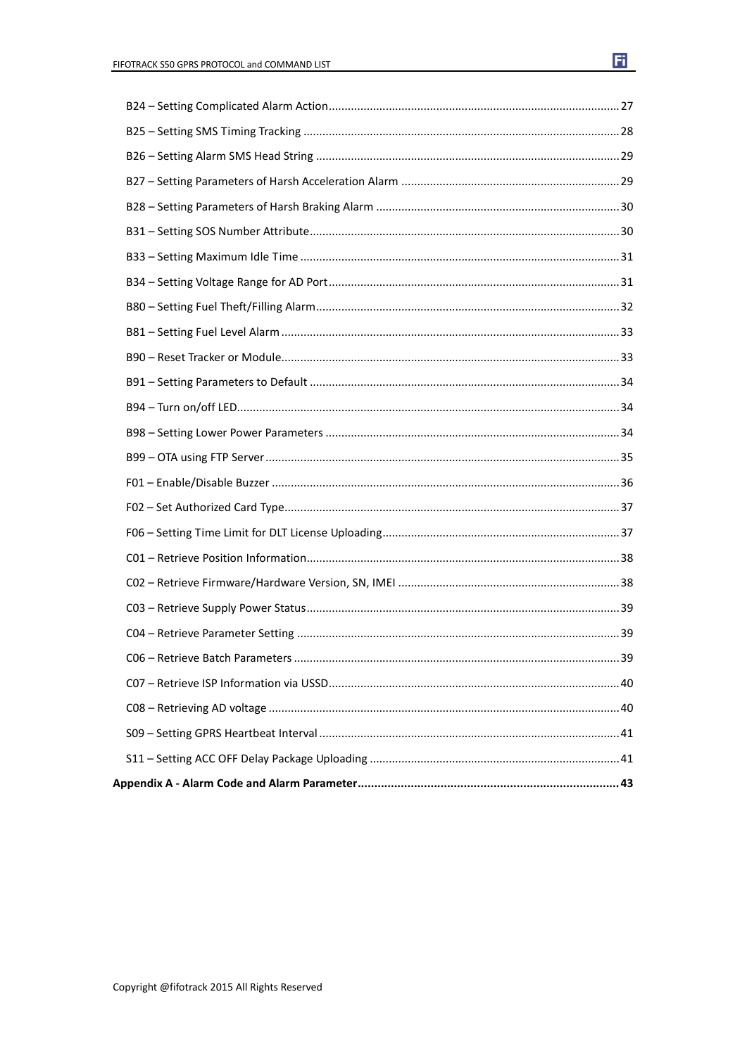B24 – Setting Complicated Alarm Action ........................................................................................ 27

B25 – Setting SMS Timing Tracking ................................................................................................. 28

B26 – Setting Alarm SMS Head String ............................................................................................. 29

B27 – Setting Parameters of Harsh Acceleration Alarm ................................................................... 29

B28 – Setting Parameters of Harsh Braking Alarm .......................................................................... 30

B31 – Setting SOS Number Attribute ............................................................................................... 30

B33 – Setting Maximum Idle Time ................................................................................................... 31

B34 – Setting Voltage Range for AD Port ......................................................................................... 31

B80 – Setting Fuel Theft/Filling Alarm ............................................................................................. 32

B81 – Setting Fuel Level Alarm ........................................................................................................ 33

B90 – Reset Tracker or Module ........................................................................................................ 33

B91 – Setting Parameters to Default ................................................................................................ 34

B94 – Turn on/off LED ....................................................................................................................... 34

B98 – Setting Lower Power Parameters ........................................................................................... 34

B99 – OTA using FTP Server .............................................................................................................. 35

F01 – Enable/Disable Buzzer ............................................................................................................ 36

F02 – Set Authorized Card Type ........................................................................................................ 37

F06 – Setting Time Limit for DLT License Uploading ......................................................................... 37

C01 – Retrieve Position Information ................................................................................................. 38

C02 – Retrieve Firmware/Hardware Version, SN, IMEI .................................................................... 38

C03 – Retrieve Supply Power Status ................................................................................................. 39

C04 – Retrieve Parameter Setting .................................................................................................... 39

C06 – Retrieve Batch Parameters ..................................................................................................... 39

C07 – Retrieve ISP Information via USSD .......................................................................................... 40

C08 – Retrieving AD voltage ............................................................................................................ 40

S09 – Setting GPRS Heartbeat Interval ............................................................................................. 41

S11 – Setting ACC OFF Delay Package Uploading ............................................................................. 41

**Appendix A - Alarm Code and Alarm Parameter ............................................................................. 43**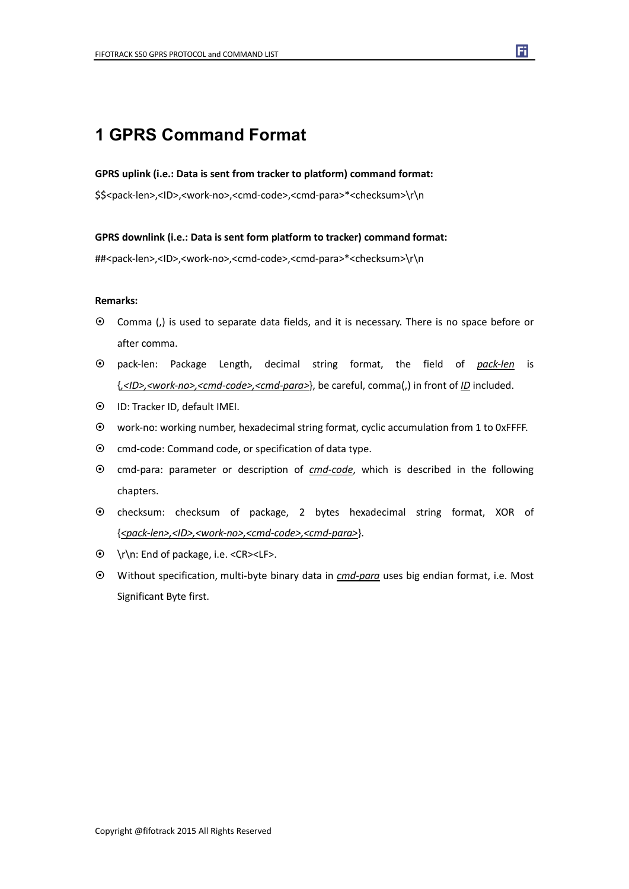# 1 GPRS Command Format

**GPRS uplink (i.e.: Data is sent from tracker to platform) command format:**

$$<pack-len>,<ID>,<work-no>,<cmd-code>,<cmd-para>*<checksum>\r\n

**GPRS downlink (i.e.: Data is sent form platform to tracker) command format:**

##<pack-len>,<ID>,<work-no>,<cmd-code>,<cmd-para>*<checksum>\r\n

**Remarks:**

- Comma (,) is used to separate data fields, and it is necessary. There is no space before or after comma.
- pack-len: Package Length, decimal string format, the field of *pack-len* is {*,<ID>,<work-no>,<cmd-code>,<cmd-para>*}, be careful, comma(,) in front of *ID* included.
- ID: Tracker ID, default IMEI.
- work-no: working number, hexadecimal string format, cyclic accumulation from 1 to 0xFFFF.
- cmd-code: Command code, or specification of data type.
- cmd-para: parameter or description of *cmd-code*, which is described in the following chapters.
- checksum: checksum of package, 2 bytes hexadecimal string format, XOR of {*<pack-len>,<ID>,<work-no>,<cmd-code>,<cmd-para>*}.
- \r\n: End of package, i.e. <CR><LF>.
- Without specification, multi-byte binary data in *cmd-para* uses big endian format, i.e. Most Significant Byte first.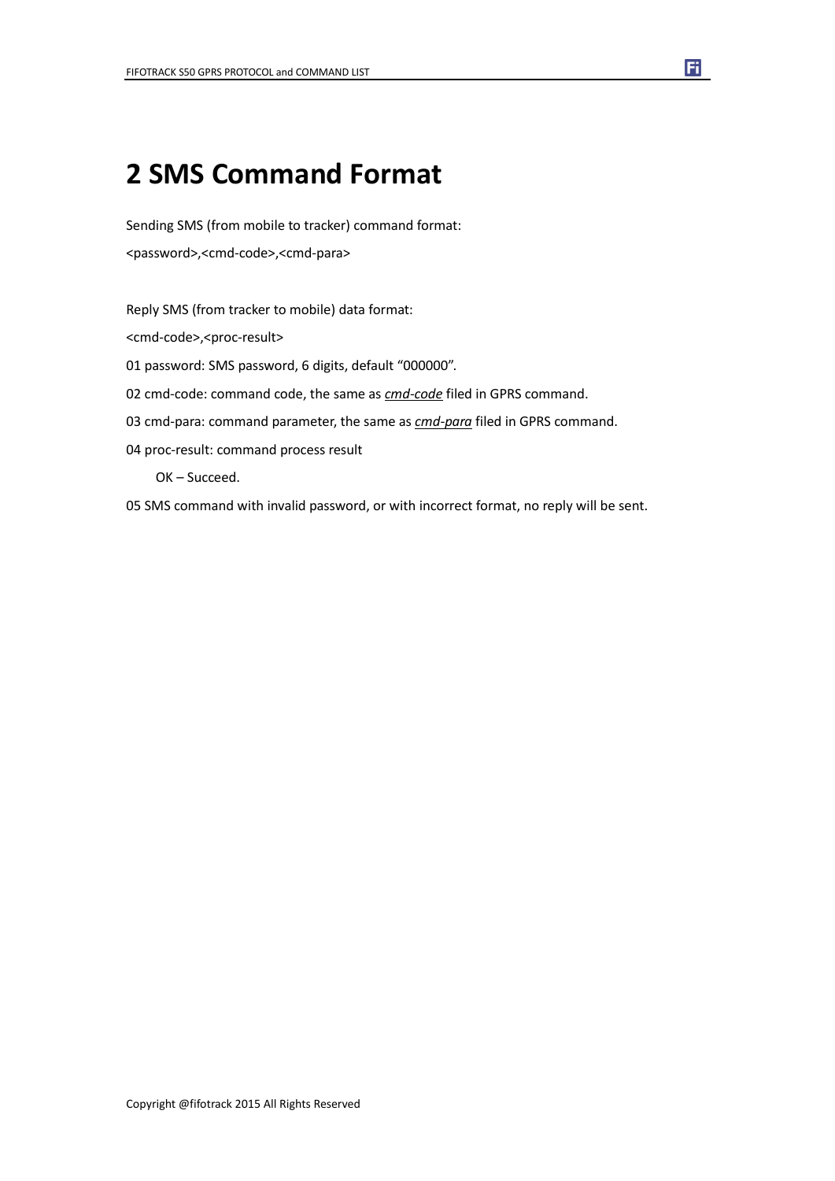# 2 SMS Command Format

Sending SMS (from mobile to tracker) command format:

<password>,<cmd-code>,<cmd-para>

Reply SMS (from tracker to mobile) data format:

<cmd-code>,<proc-result>

01 password: SMS password, 6 digits, default "000000".

02 cmd-code: command code, the same as ***cmd-code*** filed in GPRS command.

03 cmd-para: command parameter, the same as ***cmd-para*** filed in GPRS command.

04 proc-result: command process result

  OK – Succeed.

05 SMS command with invalid password, or with incorrect format, no reply will be sent.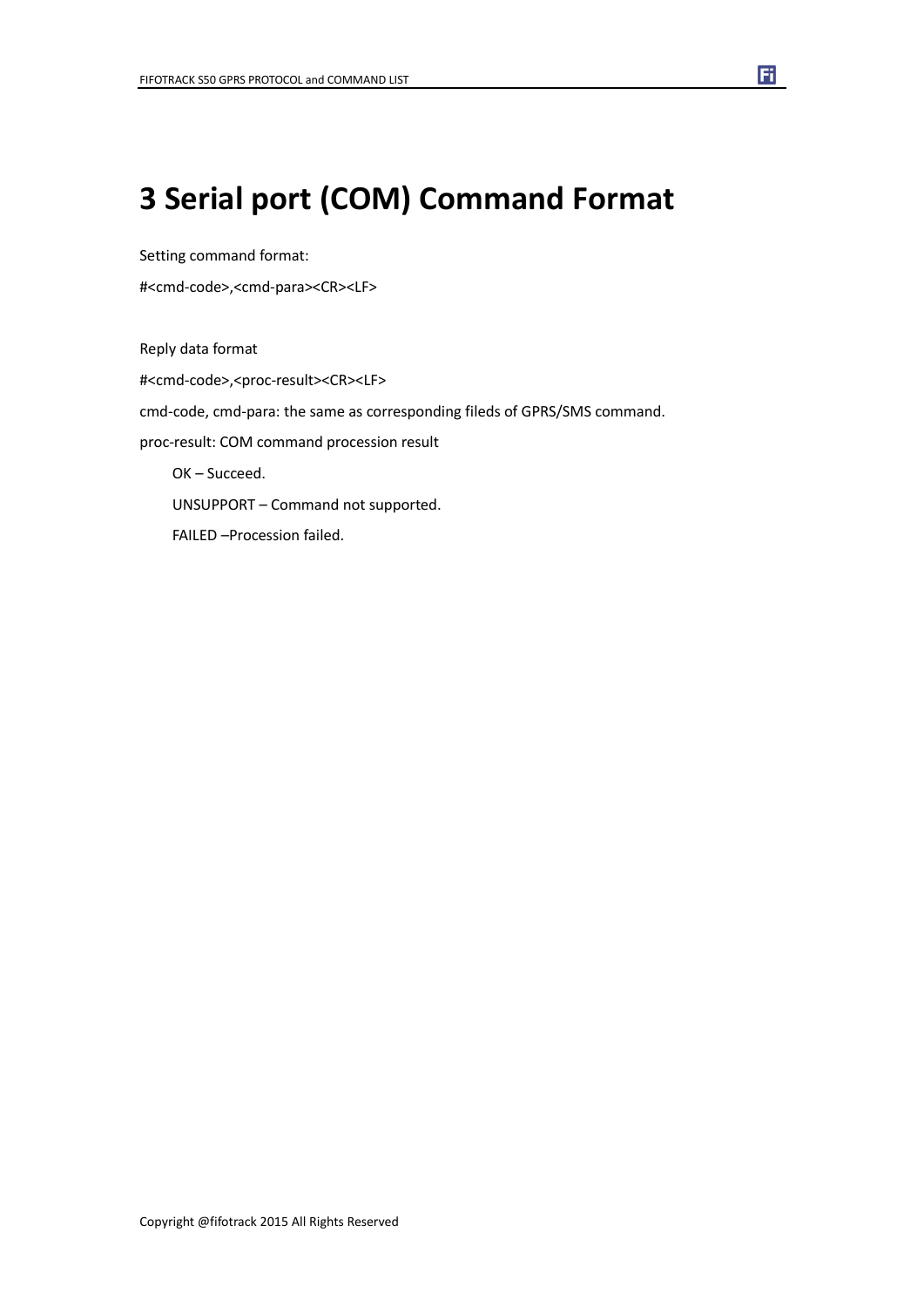# 3 Serial port (COM) Command Format

Setting command format:

#<cmd-code>,<cmd-para><CR><LF>

Reply data format

#<cmd-code>,<proc-result><CR><LF>

cmd-code, cmd-para: the same as corresponding fileds of GPRS/SMS command.

proc-result: COM command procession result

OK – Succeed.

UNSUPPORT – Command not supported.

FAILED –Procession failed.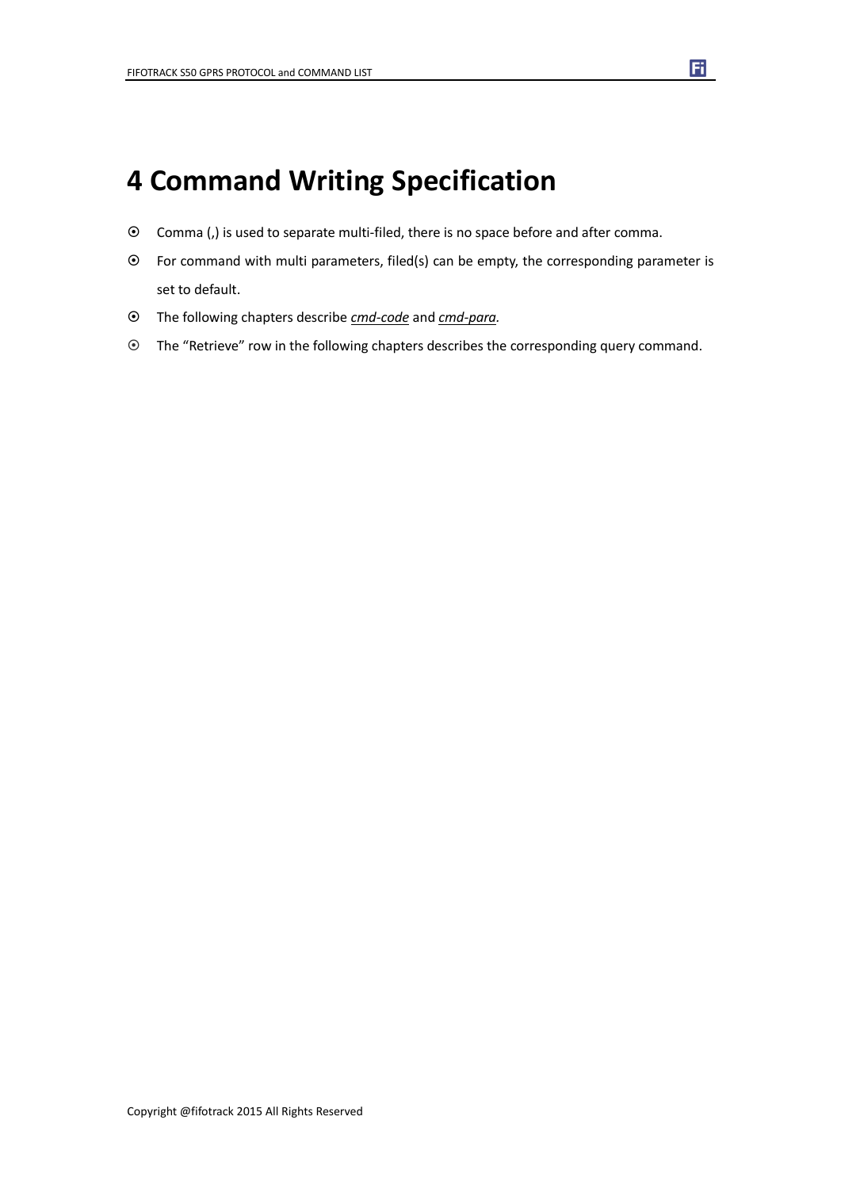# 4 Command Writing Specification

- Comma (,) is used to separate multi-filed, there is no space before and after comma.
- For command with multi parameters, filed(s) can be empty, the corresponding parameter is set to default.
- The following chapters describe *cmd-code* and *cmd-para*.
- The "Retrieve" row in the following chapters describes the corresponding query command.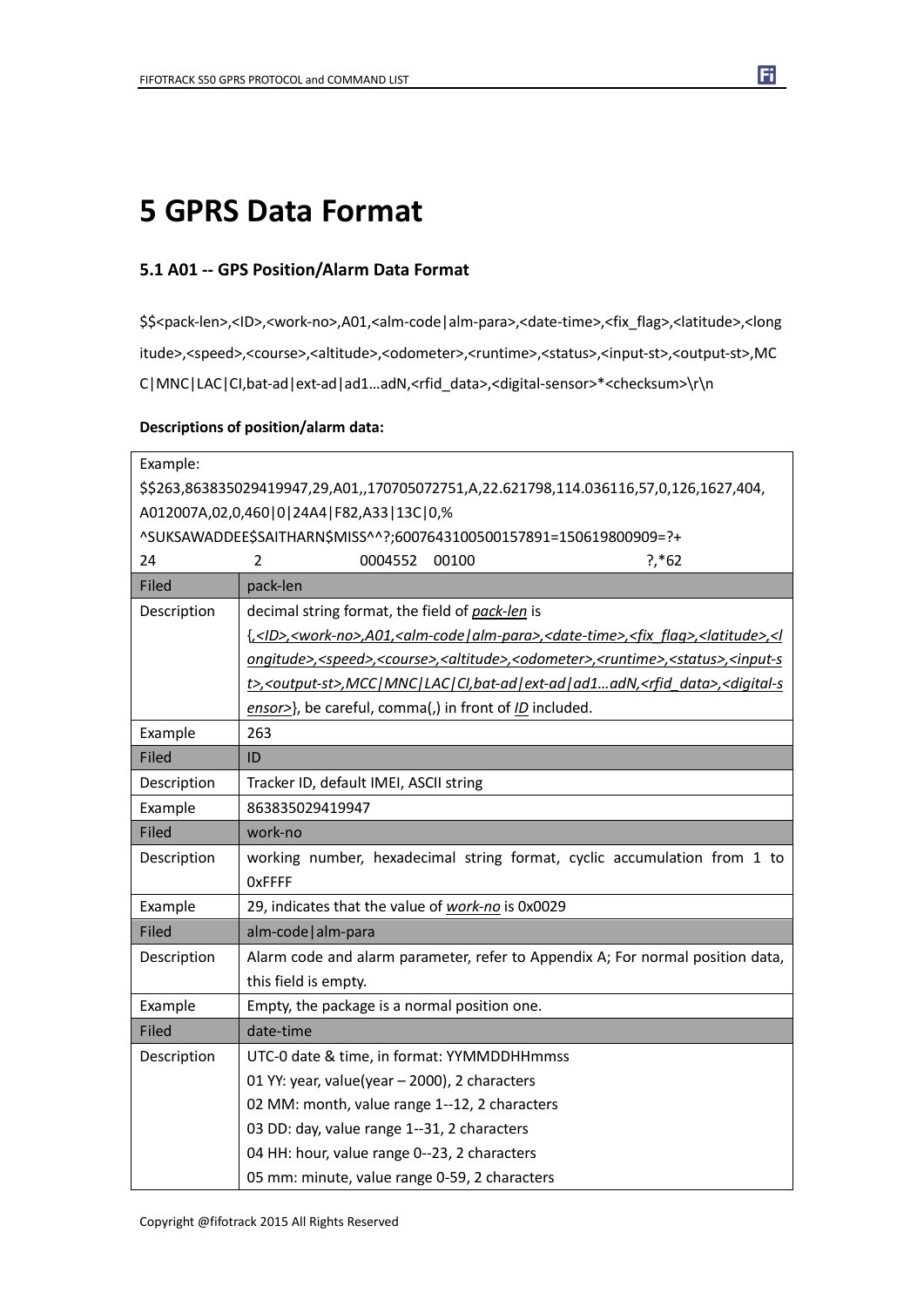# 5 GPRS Data Format

## 5.1 A01 -- GPS Position/Alarm Data Format

$$<pack-len>,<ID>,<work-no>,A01,<alm-code|alm-para>,<date-time>,<fix_flag>,<latitude>,<longitude>,<speed>,<course>,<altitude>,<odometer>,<runtime>,<status>,<input-st>,<output-st>,MCC|MNC|LAC|CI,bat-ad|ext-ad|ad1…adN,<rfid_data>,<digital-sensor>*<checksum>\r\n

**Descriptions of position/alarm data:**

| Example: | |
|---|---|
| $$263,863835029419947,29,A01,,170705072751,A,22.621798,114.036116,57,0,126,1627,404, A012007A,02,0,460\|0\|24A4\|F82,A33\|13C\|0,% ^SUKSAWADDEE$SAITHARN$MISS^^?;6007643100500157891=150619800909=?+ 24 2 0004552 00100 ?,*62 | |
| Filed | pack-len |
| Description | decimal string format, the field of *pack-len* is {*,<ID>,<work-no>,A01,<alm-code\|alm-para>,<date-time>,<fix_flag>,<latitude>,<longitude>,<speed>,<course>,<altitude>,<odometer>,<runtime>,<status>,<input-st>,<output-st>,MCC\|MNC\|LAC\|CI,bat-ad\|ext-ad\|ad1…adN,<rfid_data>,<digital-sensor>*}, be careful, comma(,) in front of *ID* included. |
| Example | 263 |
| Filed | ID |
| Description | Tracker ID, default IMEI, ASCII string |
| Example | 863835029419947 |
| Filed | work-no |
| Description | working number, hexadecimal string format, cyclic accumulation from 1 to 0xFFFF |
| Example | 29, indicates that the value of *work-no* is 0x0029 |
| Filed | alm-code\|alm-para |
| Description | Alarm code and alarm parameter, refer to Appendix A; For normal position data, this field is empty. |
| Example | Empty, the package is a normal position one. |
| Filed | date-time |
| Description | UTC-0 date & time, in format: YYMMDDHHmmss<br>01 YY: year, value(year – 2000), 2 characters<br>02 MM: month, value range 1--12, 2 characters<br>03 DD: day, value range 1--31, 2 characters<br>04 HH: hour, value range 0--23, 2 characters<br>05 mm: minute, value range 0-59, 2 characters |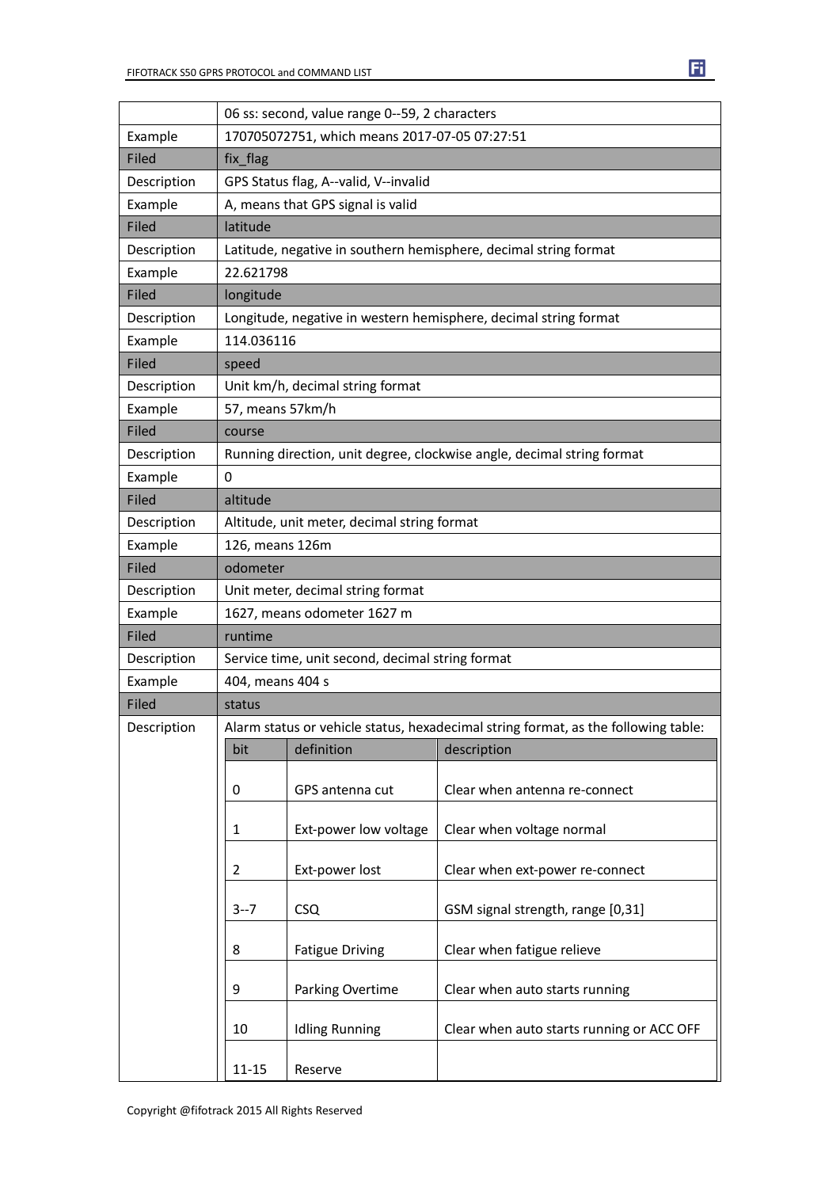| | |
|---|---|
| | 06 ss: second, value range 0--59, 2 characters |
| Example | 170705072751, which means 2017-07-05 07:27:51 |
| Filed | fix_flag |
| Description | GPS Status flag, A--valid, V--invalid |
| Example | A, means that GPS signal is valid |
| Filed | latitude |
| Description | Latitude, negative in southern hemisphere, decimal string format |
| Example | 22.621798 |
| Filed | longitude |
| Description | Longitude, negative in western hemisphere, decimal string format |
| Example | 114.036116 |
| Filed | speed |
| Description | Unit km/h, decimal string format |
| Example | 57, means 57km/h |
| Filed | course |
| Description | Running direction, unit degree, clockwise angle, decimal string format |
| Example | 0 |
| Filed | altitude |
| Description | Altitude, unit meter, decimal string format |
| Example | 126, means 126m |
| Filed | odometer |
| Description | Unit meter, decimal string format |
| Example | 1627, means odometer 1627 m |
| Filed | runtime |
| Description | Service time, unit second, decimal string format |
| Example | 404, means 404 s |
| Filed | status |
| Description | Alarm status or vehicle status, hexadecimal string format, as the following table: |

| bit | definition | description |
|---|---|---|
| 0 | GPS antenna cut | Clear when antenna re-connect |
| 1 | Ext-power low voltage | Clear when voltage normal |
| 2 | Ext-power lost | Clear when ext-power re-connect |
| 3--7 | CSQ | GSM signal strength, range [0,31] |
| 8 | Fatigue Driving | Clear when fatigue relieve |
| 9 | Parking Overtime | Clear when auto starts running |
| 10 | Idling Running | Clear when auto starts running or ACC OFF |
| 11-15 | Reserve | |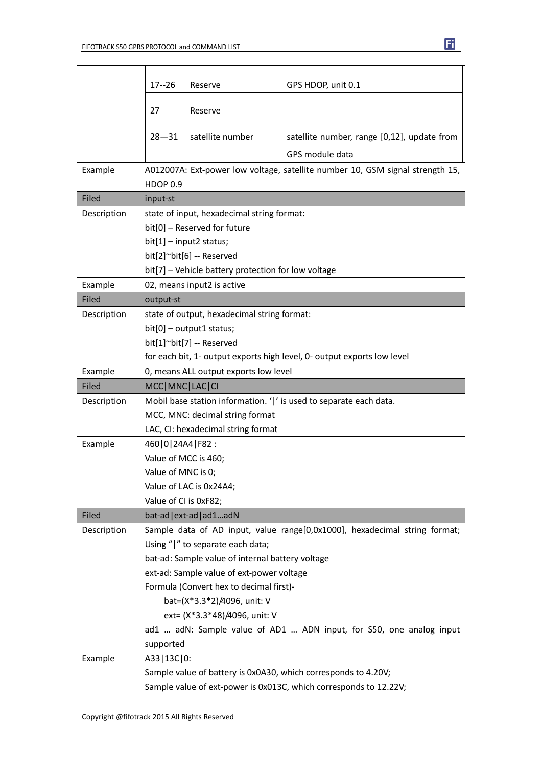| | | | |
|---|---|---|---|
| | 17--26 | Reserve | GPS HDOP, unit 0.1 |
| | 27 | Reserve | |
| | 28—31 | satellite number | satellite number, range [0,12], update from GPS module data |
| Example | A012007A: Ext-power low voltage, satellite number 10, GSM signal strength 15, HDOP 0.9 | | |
| Filed | input-st | | |
| Description | state of input, hexadecimal string format:<br>bit[0] – Reserved for future<br>bit[1] – input2 status;<br>bit[2]~bit[6] -- Reserved<br>bit[7] – Vehicle battery protection for low voltage | | |
| Example | 02, means input2 is active | | |
| Filed | output-st | | |
| Description | state of output, hexadecimal string format:<br>bit[0] – output1 status;<br>bit[1]~bit[7] -- Reserved<br>for each bit, 1- output exports high level, 0- output exports low level | | |
| Example | 0, means ALL output exports low level | | |
| Filed | MCC\|MNC\|LAC\|CI | | |
| Description | Mobil base station information. '\|' is used to separate each data.<br>MCC, MNC: decimal string format<br>LAC, CI: hexadecimal string format | | |
| Example | 460\|0\|24A4\|F82 :<br>Value of MCC is 460;<br>Value of MNC is 0;<br>Value of LAC is 0x24A4;<br>Value of CI is 0xF82; | | |
| Filed | bat-ad\|ext-ad\|ad1…adN | | |
| Description | Sample data of AD input, value range[0,0x1000], hexadecimal string format;<br>Using "\|" to separate each data;<br>bat-ad: Sample value of internal battery voltage<br>ext-ad: Sample value of ext-power voltage<br>Formula (Convert hex to decimal first)-<br>bat=(X\*3.3\*2)/4096, unit: V<br>ext= (X\*3.3\*48)/4096, unit: V<br>ad1 … adN: Sample value of AD1 … ADN input, for S50, one analog input supported | | |
| Example | A33\|13C\|0:<br>Sample value of battery is 0x0A30, which corresponds to 4.20V;<br>Sample value of ext-power is 0x013C, which corresponds to 12.22V; | | |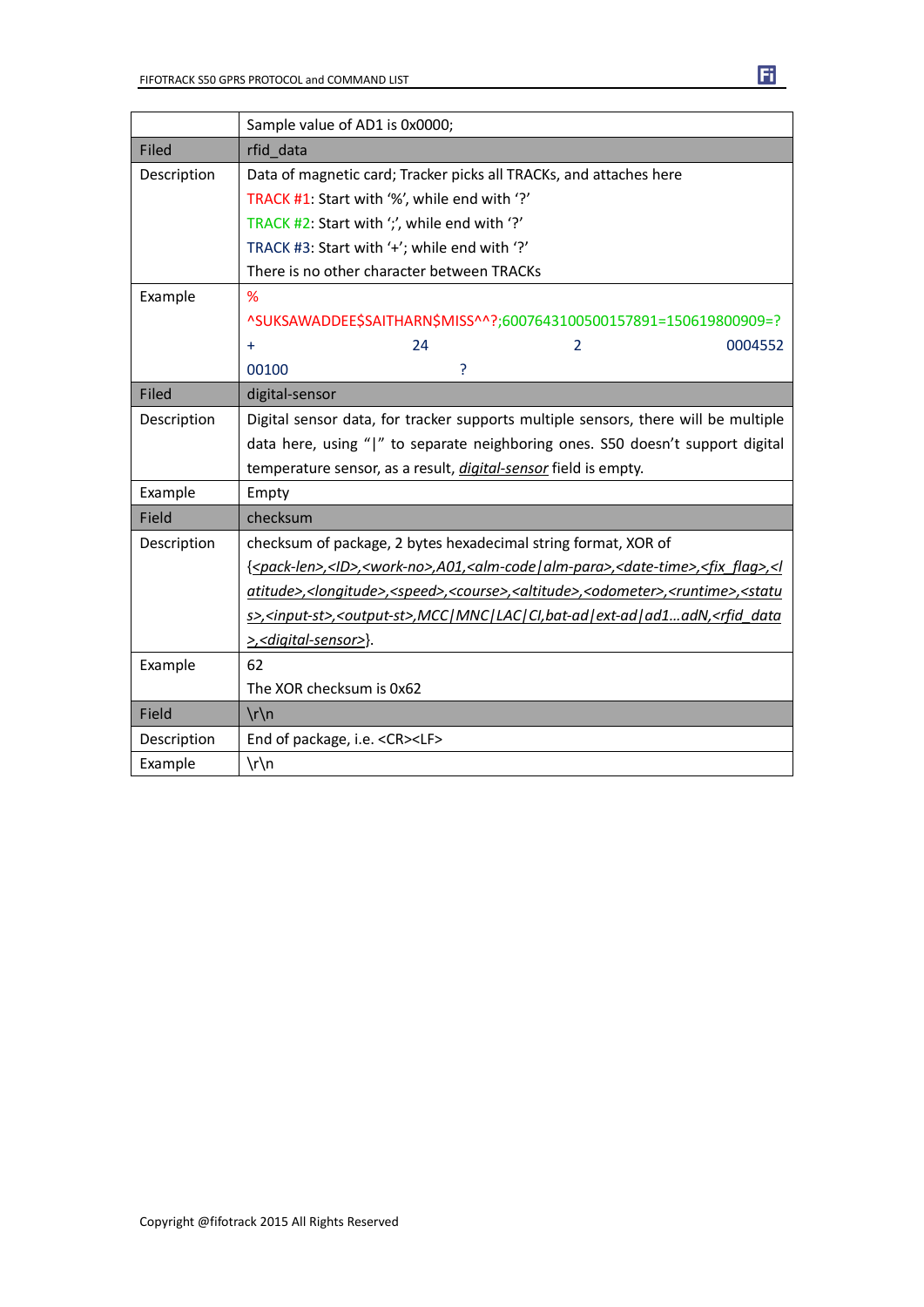| | |
|---|---|
| | Sample value of AD1 is 0x0000; |
| Filed | rfid_data |
| Description | Data of magnetic card; Tracker picks all TRACKs, and attaches here<br>TRACK #1: Start with '%', while end with '?'<br>TRACK #2: Start with ';', while end with '?'<br>TRACK #3: Start with '+'; while end with '?'<br>There is no other character between TRACKs |
| Example | %<br>^SUKSAWADDEE$SAITHARN$MISS^^?;6007643100500157891=150619800909=?<br>+ 24 2 0004552<br>00100 ? |
| Filed | digital-sensor |
| Description | Digital sensor data, for tracker supports multiple sensors, there will be multiple data here, using "\|" to separate neighboring ones. S50 doesn't support digital temperature sensor, as a result, *digital-sensor* field is empty. |
| Example | Empty |
| Field | checksum |
| Description | checksum of package, 2 bytes hexadecimal string format, XOR of {*<pack-len>,<ID>,<work-no>,A01,<alm-code\|alm-para>,<date-time>,<fix_flag>,<latitude>,<longitude>,<speed>,<course>,<altitude>,<odometer>,<runtime>,<status>,<input-st>,<output-st>,MCC\|MNC\|LAC\|CI,bat-ad\|ext-ad\|ad1…adN,<rfid_data>,<digital-sensor>*}. |
| Example | 62<br>The XOR checksum is 0x62 |
| Field | \r\n |
| Description | End of package, i.e. <CR><LF> |
| Example | \r\n |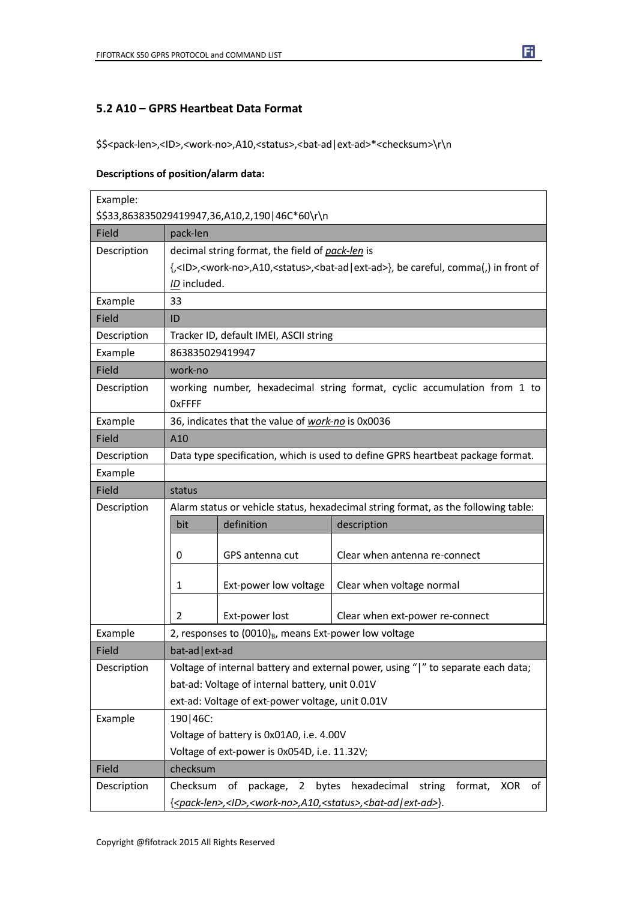### 5.2 A10 – GPRS Heartbeat Data Format

$$<pack-len>,<ID>,<work-no>,A10,<status>,<bat-ad|ext-ad>*<checksum>\r\n

**Descriptions of position/alarm data:**

| Example: $$33,863835029419947,36,A10,2,190\|46C*60\r\n | |
|---|---|
| Field | pack-len |
| Description | decimal string format, the field of *pack-len* is {,<ID>,<work-no>,A10,<status>,<bat-ad\|ext-ad>}, be careful, comma(,) in front of *ID* included. |
| Example | 33 |
| Field | ID |
| Description | Tracker ID, default IMEI, ASCII string |
| Example | 863835029419947 |
| Field | work-no |
| Description | working number, hexadecimal string format, cyclic accumulation from 1 to 0xFFFF |
| Example | 36, indicates that the value of *work-no* is 0x0036 |
| Field | A10 |
| Description | Data type specification, which is used to define GPRS heartbeat package format. |
| Example | |
| Field | status |
| Description | Alarm status or vehicle status, hexadecimal string format, as the following table:<br>bit \| definition \| description<br>0 \| GPS antenna cut \| Clear when antenna re-connect<br>1 \| Ext-power low voltage \| Clear when voltage normal<br>2 \| Ext-power lost \| Clear when ext-power re-connect |
| Example | 2, responses to $(0010)_B$, means Ext-power low voltage |
| Field | bat-ad\|ext-ad |
| Description | Voltage of internal battery and external power, using "\|" to separate each data;<br>bat-ad: Voltage of internal battery, unit 0.01V<br>ext-ad: Voltage of ext-power voltage, unit 0.01V |
| Example | 190\|46C:<br>Voltage of battery is 0x01A0, i.e. 4.00V<br>Voltage of ext-power is 0x054D, i.e. 11.32V; |
| Field | checksum |
| Description | Checksum of package, 2 bytes hexadecimal string format, XOR of {*<pack-len>,<ID>,<work-no>,A10,<status>,<bat-ad\|ext-ad>*}. |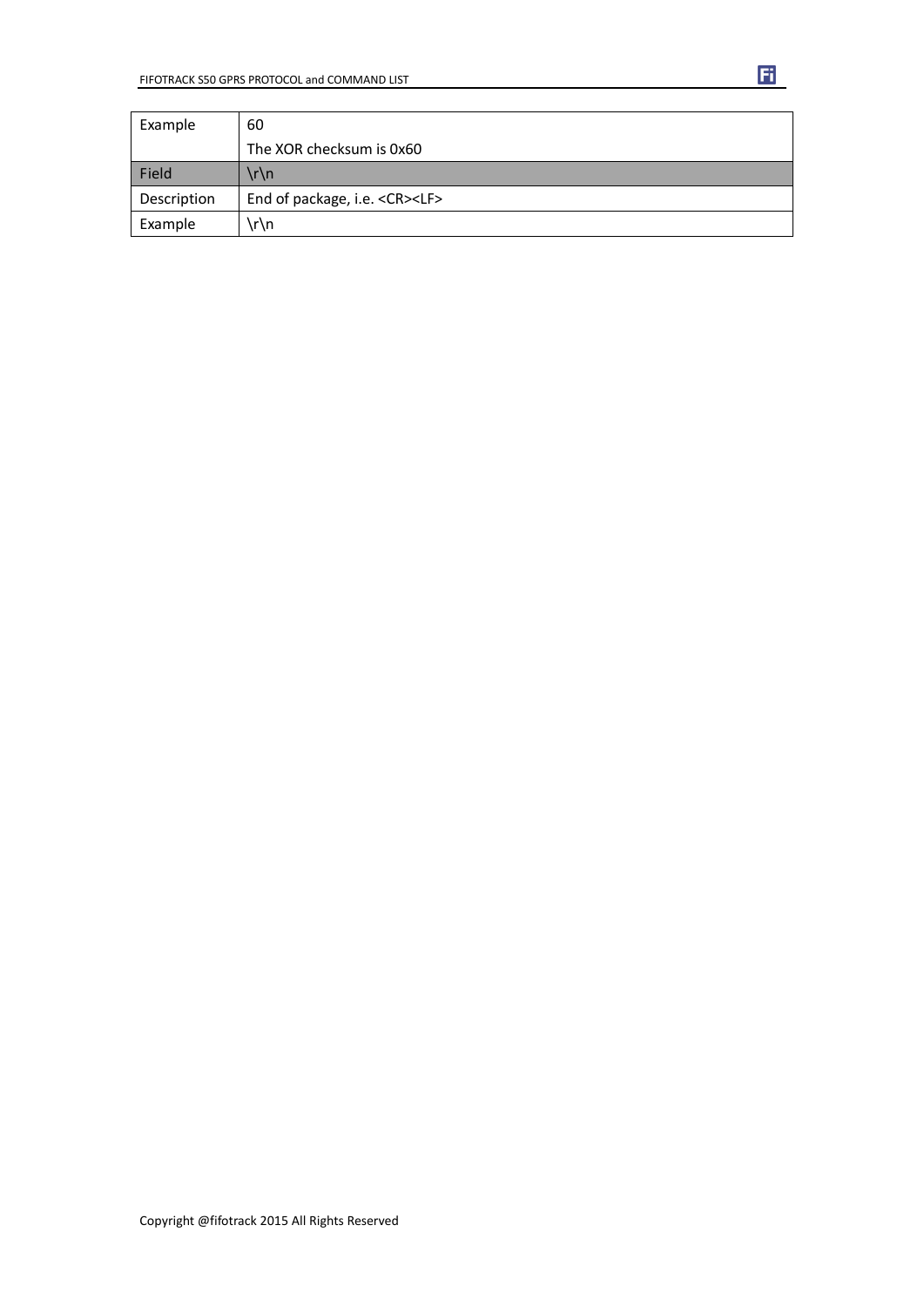| Example | 60<br>The XOR checksum is 0x60 |
|---|---|
| Field | \r\n |
| Description | End of package, i.e. <CR><LF> |
| Example | \r\n |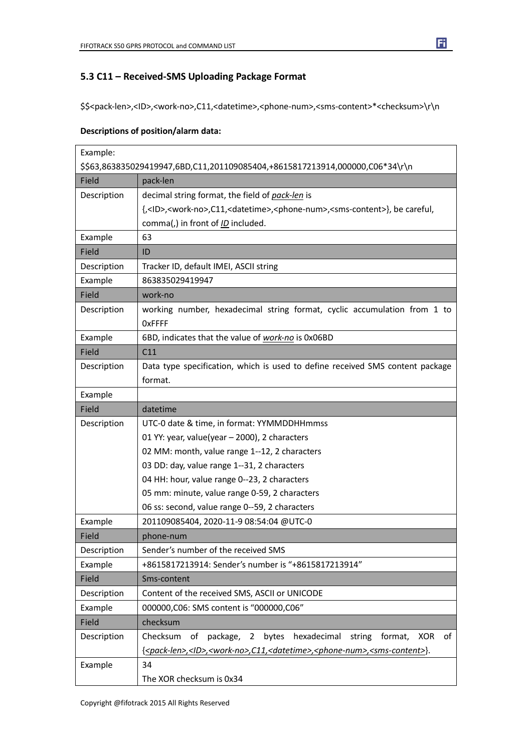### 5.3 C11 – Received-SMS Uploading Package Format

$$<pack-len>,<ID>,<work-no>,C11,<datetime>,<phone-num>,<sms-content>*<checksum>\r\n

**Descriptions of position/alarm data:**

| Example: $$63,863835029419947,6BD,C11,201109085404,+8615817213914,000000,C06*34\r\n | |
|---|---|
| Field | pack-len |
| Description | decimal string format, the field of *pack-len* is {,<ID>,<work-no>,C11,<datetime>,<phone-num>,<sms-content>}, be careful, comma(,) in front of *ID* included. |
| Example | 63 |
| Field | ID |
| Description | Tracker ID, default IMEI, ASCII string |
| Example | 863835029419947 |
| Field | work-no |
| Description | working number, hexadecimal string format, cyclic accumulation from 1 to 0xFFFF |
| Example | 6BD, indicates that the value of *work-no* is 0x06BD |
| Field | C11 |
| Description | Data type specification, which is used to define received SMS content package format. |
| Example | |
| Field | datetime |
| Description | UTC-0 date & time, in format: YYMMDDHHmmss<br>01 YY: year, value(year – 2000), 2 characters<br>02 MM: month, value range 1--12, 2 characters<br>03 DD: day, value range 1--31, 2 characters<br>04 HH: hour, value range 0--23, 2 characters<br>05 mm: minute, value range 0-59, 2 characters<br>06 ss: second, value range 0--59, 2 characters |
| Example | 201109085404, 2020-11-9 08:54:04 @UTC-0 |
| Field | phone-num |
| Description | Sender's number of the received SMS |
| Example | +8615817213914: Sender's number is "+8615817213914" |
| Field | Sms-content |
| Description | Content of the received SMS, ASCII or UNICODE |
| Example | 000000,C06: SMS content is "000000,C06" |
| Field | checksum |
| Description | Checksum of package, 2 bytes hexadecimal string format, XOR of {*<pack-len>,<ID>,<work-no>,C11,<datetime>,<phone-num>,<sms-content>*}. |
| Example | 34<br>The XOR checksum is 0x34 |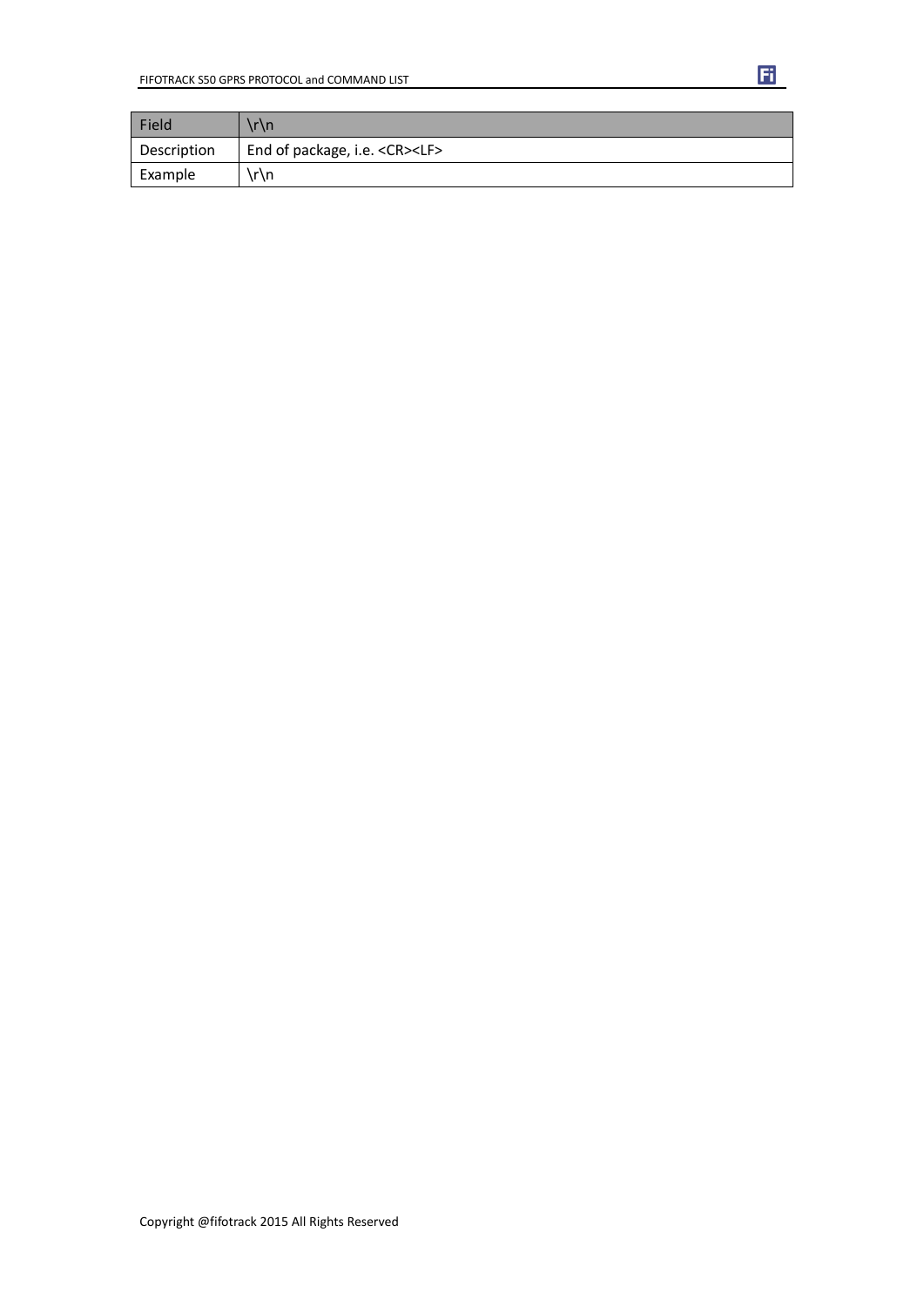| Field | \r\n |
| --- | --- |
| Description | End of package, i.e. <CR><LF> |
| Example | \r\n |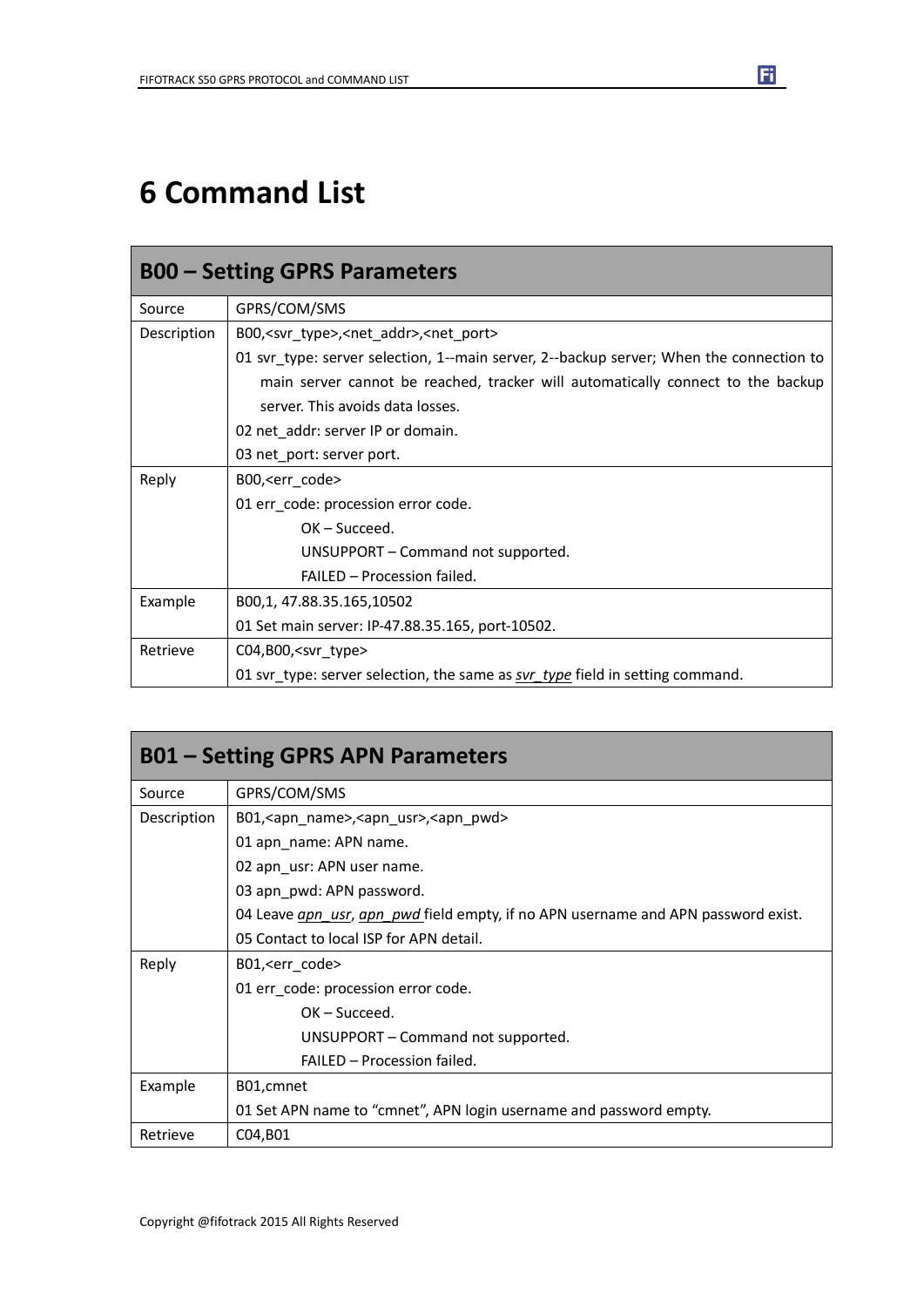# 6 Command List

| B00 – Setting GPRS Parameters | |
|---|---|
| Source | GPRS/COM/SMS |
| Description | B00,<svr_type>,<net_addr>,<net_port><br>01 svr_type: server selection, 1--main server, 2--backup server; When the connection to main server cannot be reached, tracker will automatically connect to the backup server. This avoids data losses.<br>02 net_addr: server IP or domain.<br>03 net_port: server port. |
| Reply | B00,<err_code><br>01 err_code: procession error code.<br>OK – Succeed.<br>UNSUPPORT – Command not supported.<br>FAILED – Procession failed. |
| Example | B00,1, 47.88.35.165,10502<br>01 Set main server: IP-47.88.35.165, port-10502. |
| Retrieve | C04,B00,<svr_type><br>01 svr_type: server selection, the same as *svr_type* field in setting command. |

| B01 – Setting GPRS APN Parameters | |
|---|---|
| Source | GPRS/COM/SMS |
| Description | B01,<apn_name>,<apn_usr>,<apn_pwd><br>01 apn_name: APN name.<br>02 apn_usr: APN user name.<br>03 apn_pwd: APN password.<br>04 Leave *apn_usr*, *apn_pwd* field empty, if no APN username and APN password exist.<br>05 Contact to local ISP for APN detail. |
| Reply | B01,<err_code><br>01 err_code: procession error code.<br>OK – Succeed.<br>UNSUPPORT – Command not supported.<br>FAILED – Procession failed. |
| Example | B01,cmnet<br>01 Set APN name to "cmnet", APN login username and password empty. |
| Retrieve | C04,B01 |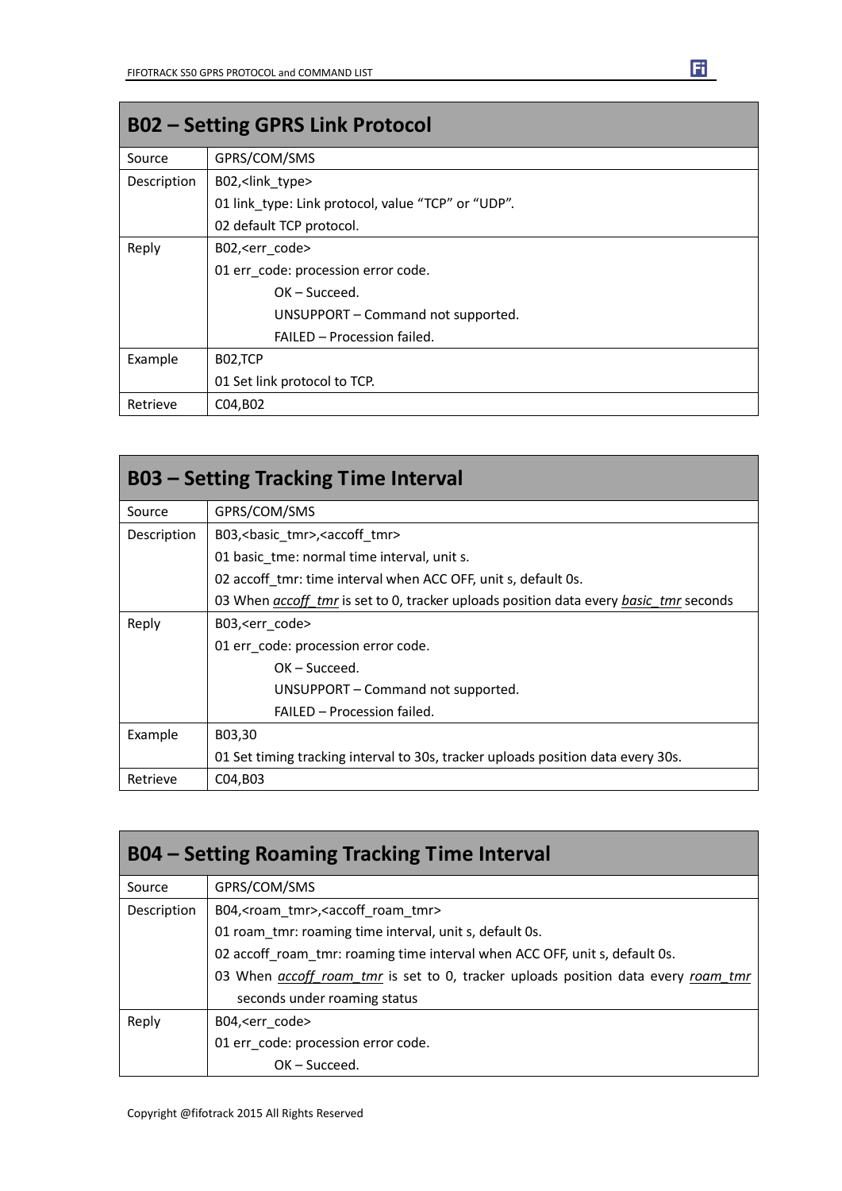| B02 – Setting GPRS Link Protocol | |
|---|---|
| Source | GPRS/COM/SMS |
| Description | B02,<link_type><br>01 link_type: Link protocol, value "TCP" or "UDP".<br>02 default TCP protocol. |
| Reply | B02,<err_code><br>01 err_code: procession error code.<br>OK – Succeed.<br>UNSUPPORT – Command not supported.<br>FAILED – Procession failed. |
| Example | B02,TCP<br>01 Set link protocol to TCP. |
| Retrieve | C04,B02 |

| B03 – Setting Tracking Time Interval | |
|---|---|
| Source | GPRS/COM/SMS |
| Description | B03,<basic_tmr>,<accoff_tmr><br>01 basic_tme: normal time interval, unit s.<br>02 accoff_tmr: time interval when ACC OFF, unit s, default 0s.<br>03 When *accoff_tmr* is set to 0, tracker uploads position data every *basic_tmr* seconds |
| Reply | B03,<err_code><br>01 err_code: procession error code.<br>OK – Succeed.<br>UNSUPPORT – Command not supported.<br>FAILED – Procession failed. |
| Example | B03,30<br>01 Set timing tracking interval to 30s, tracker uploads position data every 30s. |
| Retrieve | C04,B03 |

| B04 – Setting Roaming Tracking Time Interval | |
|---|---|
| Source | GPRS/COM/SMS |
| Description | B04,<roam_tmr>,<accoff_roam_tmr><br>01 roam_tmr: roaming time interval, unit s, default 0s.<br>02 accoff_roam_tmr: roaming time interval when ACC OFF, unit s, default 0s.<br>03 When *accoff_roam_tmr* is set to 0, tracker uploads position data every *roam_tmr* seconds under roaming status |
| Reply | B04,<err_code><br>01 err_code: procession error code.<br>OK – Succeed. |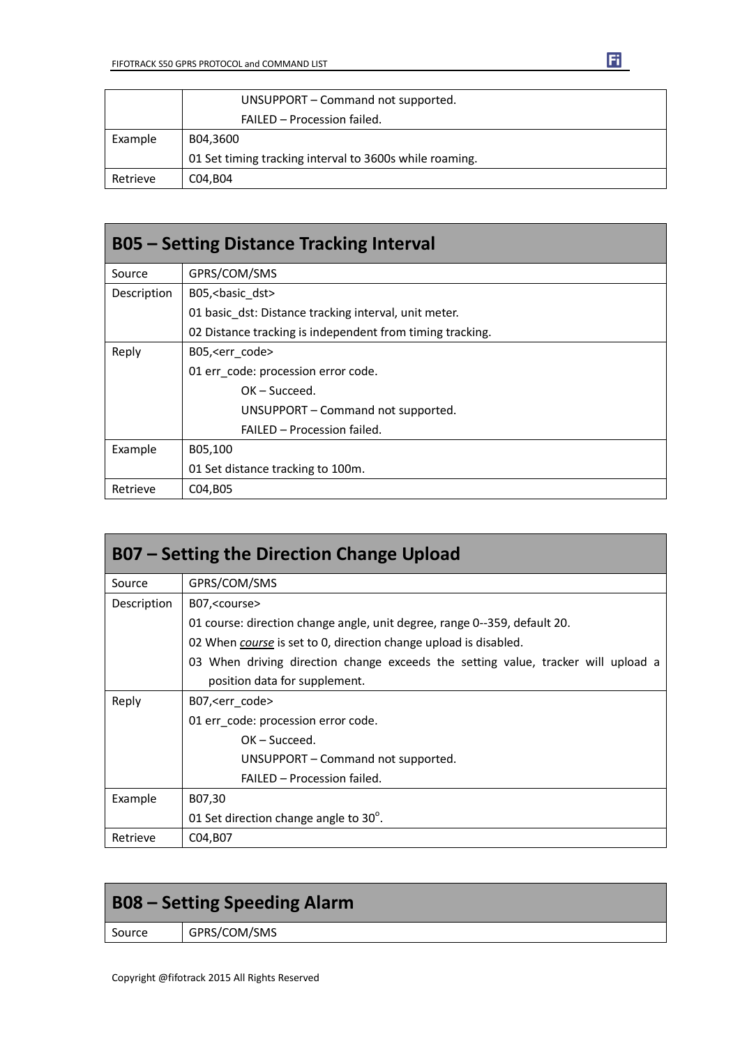| | |
|---|---|
| | UNSUPPORT – Command not supported.<br>FAILED – Procession failed. |
| Example | B04,3600<br>01 Set timing tracking interval to 3600s while roaming. |
| Retrieve | C04,B04 |

## B05 – Setting Distance Tracking Interval

| | |
|---|---|
| Source | GPRS/COM/SMS |
| Description | B05,<basic_dst><br>01 basic_dst: Distance tracking interval, unit meter.<br>02 Distance tracking is independent from timing tracking. |
| Reply | B05,<err_code><br>01 err_code: procession error code.<br>OK – Succeed.<br>UNSUPPORT – Command not supported.<br>FAILED – Procession failed. |
| Example | B05,100<br>01 Set distance tracking to 100m. |
| Retrieve | C04,B05 |

## B07 – Setting the Direction Change Upload

| | |
|---|---|
| Source | GPRS/COM/SMS |
| Description | B07,<course><br>01 course: direction change angle, unit degree, range 0--359, default 20.<br>02 When ***course*** is set to 0, direction change upload is disabled.<br>03 When driving direction change exceeds the setting value, tracker will upload a position data for supplement. |
| Reply | B07,<err_code><br>01 err_code: procession error code.<br>OK – Succeed.<br>UNSUPPORT – Command not supported.<br>FAILED – Procession failed. |
| Example | B07,30<br>01 Set direction change angle to $30^{o}$. |
| Retrieve | C04,B07 |

## B08 – Setting Speeding Alarm

| | |
|---|---|
| Source | GPRS/COM/SMS |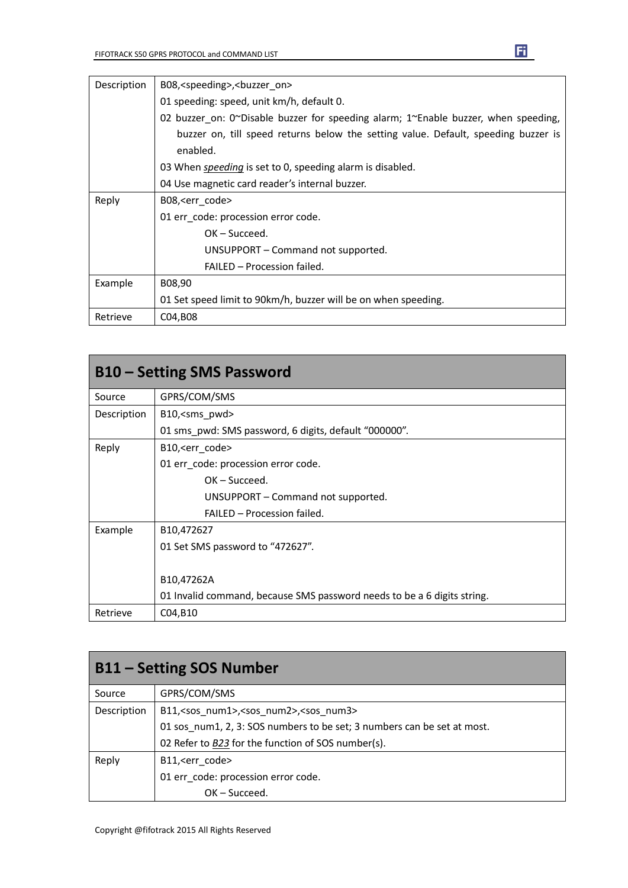| Description | B08,<speeding>,<buzzer_on><br>01 speeding: speed, unit km/h, default 0.<br>02 buzzer_on: 0~Disable buzzer for speeding alarm; 1~Enable buzzer, when speeding, buzzer on, till speed returns below the setting value. Default, speeding buzzer is enabled.<br>03 When *speeding* is set to 0, speeding alarm is disabled.<br>04 Use magnetic card reader's internal buzzer. |
|---|---|
| Reply | B08,<err_code><br>01 err_code: procession error code.<br>OK – Succeed.<br>UNSUPPORT – Command not supported.<br>FAILED – Procession failed. |
| Example | B08,90<br>01 Set speed limit to 90km/h, buzzer will be on when speeding. |
| Retrieve | C04,B08 |

## B10 – Setting SMS Password

| Source | GPRS/COM/SMS |
|---|---|
| Description | B10,<sms_pwd><br>01 sms_pwd: SMS password, 6 digits, default "000000". |
| Reply | B10,<err_code><br>01 err_code: procession error code.<br>OK – Succeed.<br>UNSUPPORT – Command not supported.<br>FAILED – Procession failed. |
| Example | B10,472627<br>01 Set SMS password to "472627".<br><br>B10,47262A<br>01 Invalid command, because SMS password needs to be a 6 digits string. |
| Retrieve | C04,B10 |

## B11 – Setting SOS Number

| Source | GPRS/COM/SMS |
|---|---|
| Description | B11,<sos_num1>,<sos_num2>,<sos_num3><br>01 sos_num1, 2, 3: SOS numbers to be set; 3 numbers can be set at most.<br>02 Refer to *B23* for the function of SOS number(s). |
| Reply | B11,<err_code><br>01 err_code: procession error code.<br>OK – Succeed. |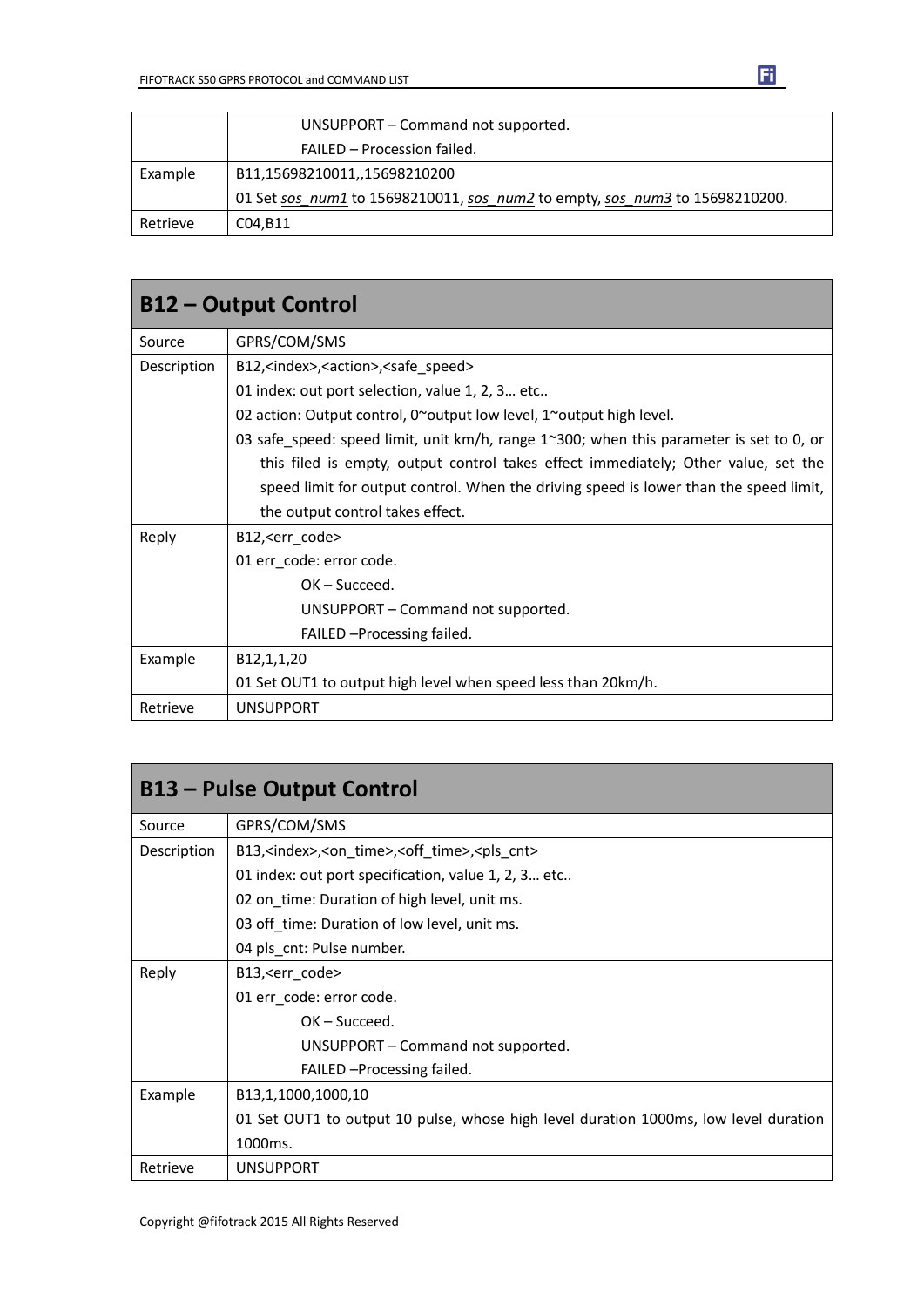| | |
|---|---|
| | UNSUPPORT – Command not supported.<br>FAILED – Procession failed. |
| Example | B11,15698210011,,15698210200<br>01 Set *sos_num1* to 15698210011, *sos_num2* to empty, *sos_num3* to 15698210200. |
| Retrieve | C04,B11 |

## B12 – Output Control

| | |
|---|---|
| Source | GPRS/COM/SMS |
| Description | B12,<index>,<action>,<safe_speed><br>01 index: out port selection, value 1, 2, 3… etc..<br>02 action: Output control, 0~output low level, 1~output high level.<br>03 safe_speed: speed limit, unit km/h, range 1~300; when this parameter is set to 0, or this filed is empty, output control takes effect immediately; Other value, set the speed limit for output control. When the driving speed is lower than the speed limit, the output control takes effect. |
| Reply | B12,<err_code><br>01 err_code: error code.<br>OK – Succeed.<br>UNSUPPORT – Command not supported.<br>FAILED –Processing failed. |
| Example | B12,1,1,20<br>01 Set OUT1 to output high level when speed less than 20km/h. |
| Retrieve | UNSUPPORT |

## B13 – Pulse Output Control

| | |
|---|---|
| Source | GPRS/COM/SMS |
| Description | B13,<index>,<on_time>,<off_time>,<pls_cnt><br>01 index: out port specification, value 1, 2, 3… etc..<br>02 on_time: Duration of high level, unit ms.<br>03 off_time: Duration of low level, unit ms.<br>04 pls_cnt: Pulse number. |
| Reply | B13,<err_code><br>01 err_code: error code.<br>OK – Succeed.<br>UNSUPPORT – Command not supported.<br>FAILED –Processing failed. |
| Example | B13,1,1000,1000,10<br>01 Set OUT1 to output 10 pulse, whose high level duration 1000ms, low level duration 1000ms. |
| Retrieve | UNSUPPORT |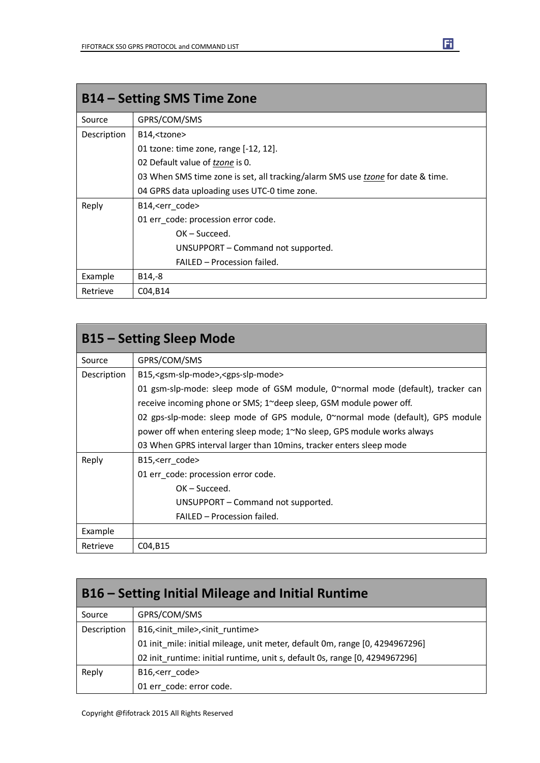| B14 – Setting SMS Time Zone | |
|---|---|
| Source | GPRS/COM/SMS |
| Description | B14,<tzone><br>01 tzone: time zone, range [-12, 12].<br>02 Default value of *tzone* is 0.<br>03 When SMS time zone is set, all tracking/alarm SMS use *tzone* for date & time.<br>04 GPRS data uploading uses UTC-0 time zone. |
| Reply | B14,<err_code><br>01 err_code: procession error code.<br>OK – Succeed.<br>UNSUPPORT – Command not supported.<br>FAILED – Procession failed. |
| Example | B14,-8 |
| Retrieve | C04,B14 |

| B15 – Setting Sleep Mode | |
|---|---|
| Source | GPRS/COM/SMS |
| Description | B15,<gsm-slp-mode>,<gps-slp-mode><br>01 gsm-slp-mode: sleep mode of GSM module, 0~normal mode (default), tracker can receive incoming phone or SMS; 1~deep sleep, GSM module power off.<br>02 gps-slp-mode: sleep mode of GPS module, 0~normal mode (default), GPS module power off when entering sleep mode; 1~No sleep, GPS module works always<br>03 When GPRS interval larger than 10mins, tracker enters sleep mode |
| Reply | B15,<err_code><br>01 err_code: procession error code.<br>OK – Succeed.<br>UNSUPPORT – Command not supported.<br>FAILED – Procession failed. |
| Example | |
| Retrieve | C04,B15 |

| B16 – Setting Initial Mileage and Initial Runtime | |
|---|---|
| Source | GPRS/COM/SMS |
| Description | B16,<init_mile>,<init_runtime><br>01 init_mile: initial mileage, unit meter, default 0m, range [0, 4294967296]<br>02 init_runtime: initial runtime, unit s, default 0s, range [0, 4294967296] |
| Reply | B16,<err_code><br>01 err_code: error code. |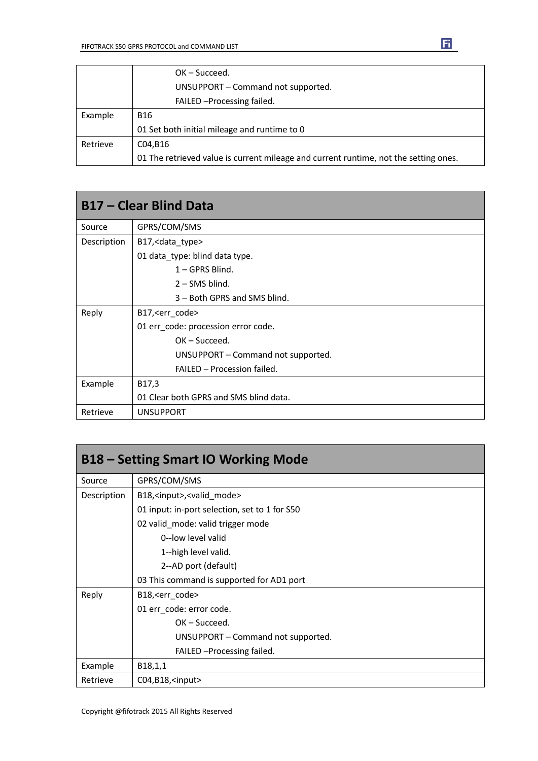| | |
|---|---|
| | OK – Succeed.<br>UNSUPPORT – Command not supported.<br>FAILED –Processing failed. |
| Example | B16<br>01 Set both initial mileage and runtime to 0 |
| Retrieve | C04,B16<br>01 The retrieved value is current mileage and current runtime, not the setting ones. |

## B17 – Clear Blind Data

| | |
|---|---|
| Source | GPRS/COM/SMS |
| Description | B17,<data_type><br>01 data_type: blind data type.<br>1 – GPRS Blind.<br>2 – SMS blind.<br>3 – Both GPRS and SMS blind. |
| Reply | B17,<err_code><br>01 err_code: procession error code.<br>OK – Succeed.<br>UNSUPPORT – Command not supported.<br>FAILED – Procession failed. |
| Example | B17,3<br>01 Clear both GPRS and SMS blind data. |
| Retrieve | UNSUPPORT |

## B18 – Setting Smart IO Working Mode

| | |
|---|---|
| Source | GPRS/COM/SMS |
| Description | B18,<input>,<valid_mode><br>01 input: in-port selection, set to 1 for S50<br>02 valid_mode: valid trigger mode<br>0--low level valid<br>1--high level valid.<br>2--AD port (default)<br>03 This command is supported for AD1 port |
| Reply | B18,<err_code><br>01 err_code: error code.<br>OK – Succeed.<br>UNSUPPORT – Command not supported.<br>FAILED –Processing failed. |
| Example | B18,1,1 |
| Retrieve | C04,B18,<input> |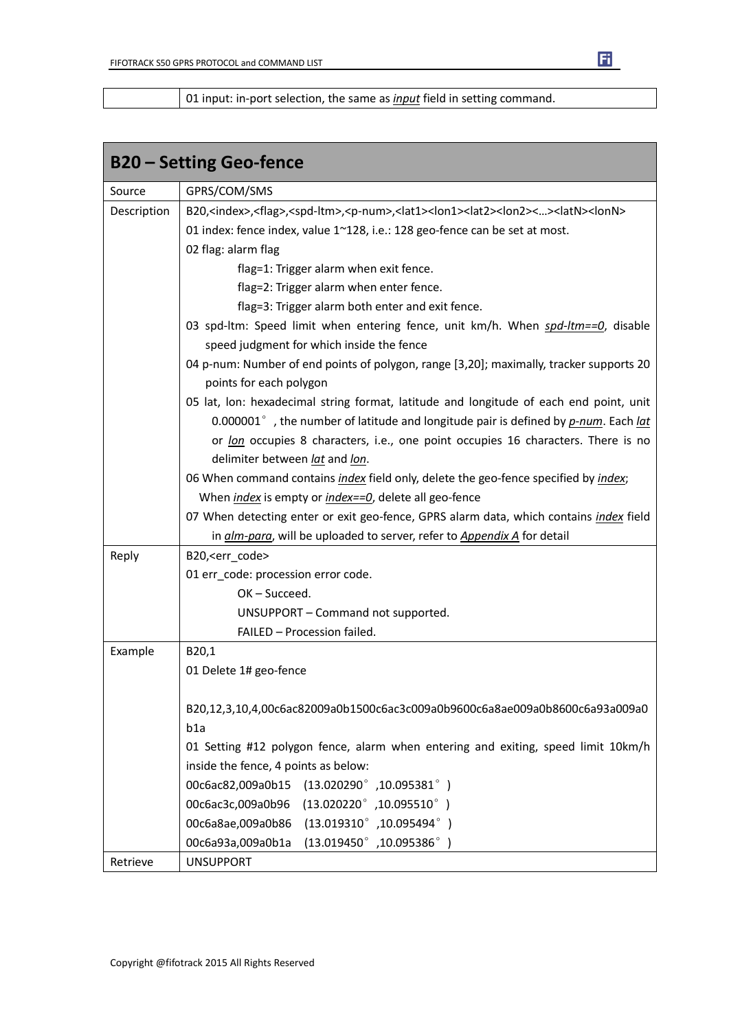| | 01 input: in-port selection, the same as *input* field in setting command. |
|---|---|

## B20 – Setting Geo-fence

| | |
|---|---|
| Source | GPRS/COM/SMS |
| Description | B20,<index>,<flag>,<spd-ltm>,<p-num>,<lat1><lon1><lat2><lon2><…><latN><lonN><br>01 index: fence index, value 1~128, i.e.: 128 geo-fence can be set at most.<br>02 flag: alarm flag<br>flag=1: Trigger alarm when exit fence.<br>flag=2: Trigger alarm when enter fence.<br>flag=3: Trigger alarm both enter and exit fence.<br>03 spd-ltm: Speed limit when entering fence, unit km/h. When *spd-ltm==0*, disable speed judgment for which inside the fence<br>04 p-num: Number of end points of polygon, range [3,20]; maximally, tracker supports 20 points for each polygon<br>05 lat, lon: hexadecimal string format, latitude and longitude of each end point, unit 0.000001°, the number of latitude and longitude pair is defined by *p-num*. Each *lat* or *lon* occupies 8 characters, i.e., one point occupies 16 characters. There is no delimiter between *lat* and *lon*.<br>06 When command contains *index* field only, delete the geo-fence specified by *index*; When *index* is empty or *index==0*, delete all geo-fence<br>07 When detecting enter or exit geo-fence, GPRS alarm data, which contains *index* field in *alm-para*, will be uploaded to server, refer to *Appendix A* for detail |
| Reply | B20,<err_code><br>01 err_code: procession error code.<br>OK – Succeed.<br>UNSUPPORT – Command not supported.<br>FAILED – Procession failed. |
| Example | B20,1<br>01 Delete 1# geo-fence<br><br>B20,12,3,10,4,00c6ac82009a0b1500c6ac3c009a0b9600c6a8ae009a0b8600c6a93a009a0b1a<br>01 Setting #12 polygon fence, alarm when entering and exiting, speed limit 10km/h inside the fence, 4 points as below:<br>00c6ac82,009a0b15 (13.020290°,10.095381°)<br>00c6ac3c,009a0b96 (13.020220°,10.095510°)<br>00c6a8ae,009a0b86 (13.019310°,10.095494°)<br>00c6a93a,009a0b1a (13.019450°,10.095386°) |
| Retrieve | UNSUPPORT |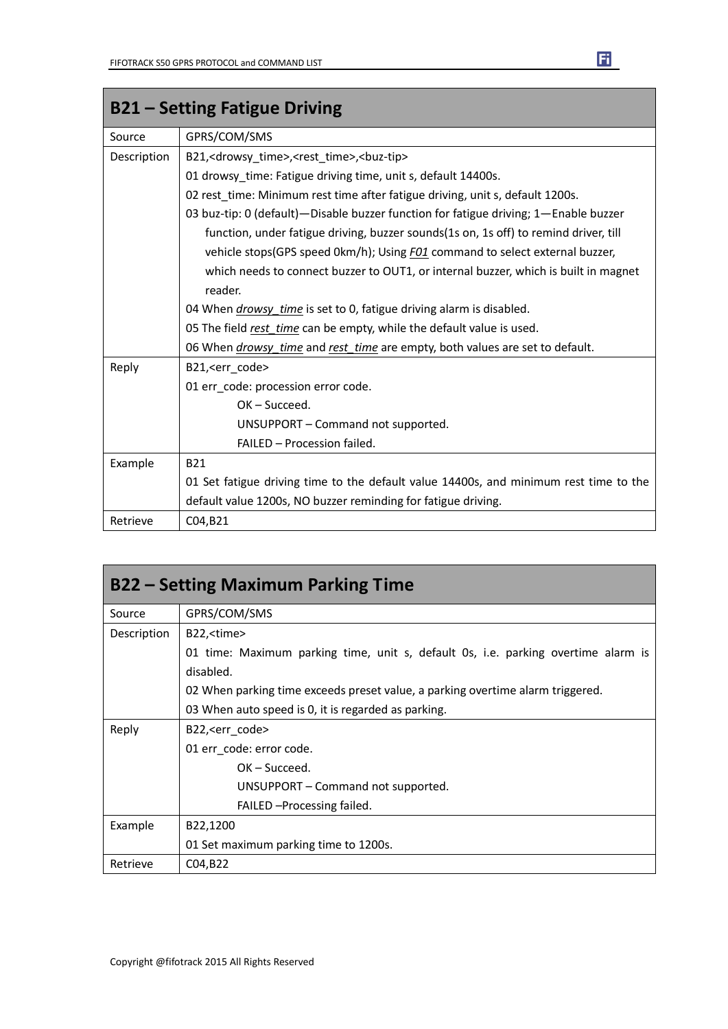| B21 – Setting Fatigue Driving | |
|---|---|
| Source | GPRS/COM/SMS |
| Description | B21,<drowsy_time>,<rest_time>,<buz-tip><br>01 drowsy_time: Fatigue driving time, unit s, default 14400s.<br>02 rest_time: Minimum rest time after fatigue driving, unit s, default 1200s.<br>03 buz-tip: 0 (default)—Disable buzzer function for fatigue driving; 1—Enable buzzer function, under fatigue driving, buzzer sounds(1s on, 1s off) to remind driver, till vehicle stops(GPS speed 0km/h); Using ***F01*** command to select external buzzer, which needs to connect buzzer to OUT1, or internal buzzer, which is built in magnet reader.<br>04 When ***drowsy_time*** is set to 0, fatigue driving alarm is disabled.<br>05 The field ***rest_time*** can be empty, while the default value is used.<br>06 When ***drowsy_time*** and ***rest_time*** are empty, both values are set to default. |
| Reply | B21,<err_code><br>01 err_code: procession error code.<br>OK – Succeed.<br>UNSUPPORT – Command not supported.<br>FAILED – Procession failed. |
| Example | B21<br>01 Set fatigue driving time to the default value 14400s, and minimum rest time to the default value 1200s, NO buzzer reminding for fatigue driving. |
| Retrieve | C04,B21 |

| B22 – Setting Maximum Parking Time | |
|---|---|
| Source | GPRS/COM/SMS |
| Description | B22,<time><br>01 time: Maximum parking time, unit s, default 0s, i.e. parking overtime alarm is disabled.<br>02 When parking time exceeds preset value, a parking overtime alarm triggered.<br>03 When auto speed is 0, it is regarded as parking. |
| Reply | B22,<err_code><br>01 err_code: error code.<br>OK – Succeed.<br>UNSUPPORT – Command not supported.<br>FAILED –Processing failed. |
| Example | B22,1200<br>01 Set maximum parking time to 1200s. |
| Retrieve | C04,B22 |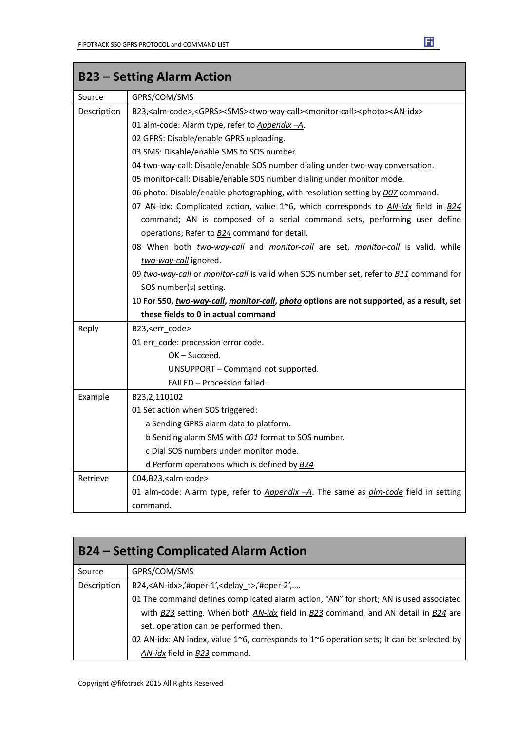## B23 – Setting Alarm Action

| | |
|---|---|
| Source | GPRS/COM/SMS |
| Description | B23,<alm-code>,<GPRS><SMS><two-way-call><monitor-call><photo><AN-idx><br>01 alm-code: Alarm type, refer to ***Appendix –A***.<br>02 GPRS: Disable/enable GPRS uploading.<br>03 SMS: Disable/enable SMS to SOS number.<br>04 two-way-call: Disable/enable SOS number dialing under two-way conversation.<br>05 monitor-call: Disable/enable SOS number dialing under monitor mode.<br>06 photo: Disable/enable photographing, with resolution setting by ***D07*** command.<br>07 AN-idx: Complicated action, value 1~6, which corresponds to ***AN-idx*** field in ***B24*** command; AN is composed of a serial command sets, performing user define operations; Refer to ***B24*** command for detail.<br>08 When both ***two-way-call*** and ***monitor-call*** are set, ***monitor-call*** is valid, while ***two-way-call*** ignored.<br>09 ***two-way-call*** or ***monitor-call*** is valid when SOS number set, refer to ***B11*** command for SOS number(s) setting.<br>10 **For S50, *two-way-call*, *monitor-call*, *photo* options are not supported, as a result, set these fields to 0 in actual command** |
| Reply | B23,<err_code><br>01 err_code: procession error code.<br>OK – Succeed.<br>UNSUPPORT – Command not supported.<br>FAILED – Procession failed. |
| Example | B23,2,110102<br>01 Set action when SOS triggered:<br>a Sending GPRS alarm data to platform.<br>b Sending alarm SMS with ***C01*** format to SOS number.<br>c Dial SOS numbers under monitor mode.<br>d Perform operations which is defined by ***B24*** |
| Retrieve | C04,B23,<alm-code><br>01 alm-code: Alarm type, refer to ***Appendix –A***. The same as ***alm-code*** field in setting command. |

## B24 – Setting Complicated Alarm Action

| | |
|---|---|
| Source | GPRS/COM/SMS |
| Description | B24,<AN-idx>,'#oper-1',<delay_t>,'#oper-2',….<br>01 The command defines complicated alarm action, "AN" for short; AN is used associated with ***B23*** setting. When both ***AN-idx*** field in ***B23*** command, and AN detail in ***B24*** are set, operation can be performed then.<br>02 AN-idx: AN index, value 1~6, corresponds to 1~6 operation sets; It can be selected by ***AN-idx*** field in ***B23*** command. |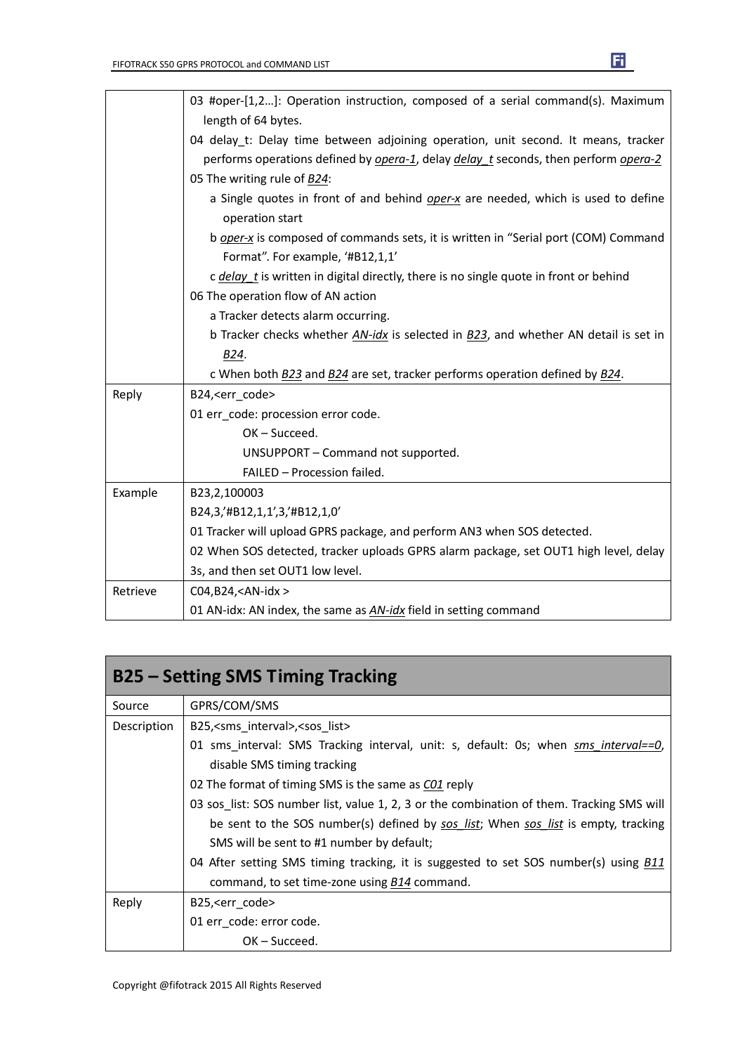| | |
|---|---|
| | 03 #oper-[1,2…]: Operation instruction, composed of a serial command(s). Maximum length of 64 bytes.<br>04 delay_t: Delay time between adjoining operation, unit second. It means, tracker performs operations defined by *opera-1*, delay *delay_t* seconds, then perform *opera-2*<br>05 The writing rule of *B24*:<br>a Single quotes in front of and behind *oper-x* are needed, which is used to define operation start<br>b *oper-x* is composed of commands sets, it is written in "Serial port (COM) Command Format". For example, '#B12,1,1'<br>c *delay_t* is written in digital directly, there is no single quote in front or behind<br>06 The operation flow of AN action<br>a Tracker detects alarm occurring.<br>b Tracker checks whether *AN-idx* is selected in *B23*, and whether AN detail is set in *B24*.<br>c When both *B23* and *B24* are set, tracker performs operation defined by *B24*. |
| Reply | B24,<err_code><br>01 err_code: procession error code.<br>OK – Succeed.<br>UNSUPPORT – Command not supported.<br>FAILED – Procession failed. |
| Example | B23,2,100003<br>B24,3,'#B12,1,1',3,'#B12,1,0'<br>01 Tracker will upload GPRS package, and perform AN3 when SOS detected.<br>02 When SOS detected, tracker uploads GPRS alarm package, set OUT1 high level, delay 3s, and then set OUT1 low level. |
| Retrieve | C04,B24,<AN-idx ><br>01 AN-idx: AN index, the same as *AN-idx* field in setting command |

## B25 – Setting SMS Timing Tracking

| | |
|---|---|
| Source | GPRS/COM/SMS |
| Description | B25,<sms_interval>,<sos_list><br>01 sms_interval: SMS Tracking interval, unit: s, default: 0s; when *sms_interval==0*, disable SMS timing tracking<br>02 The format of timing SMS is the same as *C01* reply<br>03 sos_list: SOS number list, value 1, 2, 3 or the combination of them. Tracking SMS will be sent to the SOS number(s) defined by *sos_list*; When *sos_list* is empty, tracking SMS will be sent to #1 number by default;<br>04 After setting SMS timing tracking, it is suggested to set SOS number(s) using *B11* command, to set time-zone using *B14* command. |
| Reply | B25,<err_code><br>01 err_code: error code.<br>OK – Succeed. |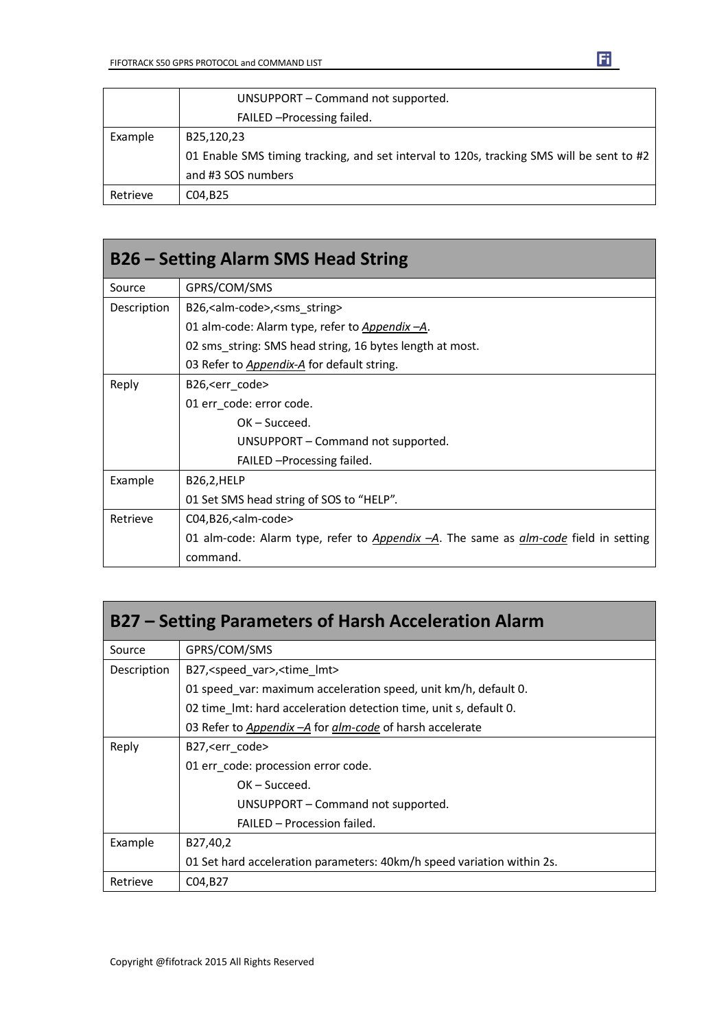| | |
|---|---|
| | UNSUPPORT – Command not supported.<br>FAILED –Processing failed. |
| Example | B25,120,23<br>01 Enable SMS timing tracking, and set interval to 120s, tracking SMS will be sent to #2 and #3 SOS numbers |
| Retrieve | C04,B25 |

## B26 – Setting Alarm SMS Head String

| | |
|---|---|
| Source | GPRS/COM/SMS |
| Description | B26,<alm-code>,<sms_string><br>01 alm-code: Alarm type, refer to *Appendix –A*.<br>02 sms_string: SMS head string, 16 bytes length at most.<br>03 Refer to *Appendix-A* for default string. |
| Reply | B26,<err_code><br>01 err_code: error code.<br>OK – Succeed.<br>UNSUPPORT – Command not supported.<br>FAILED –Processing failed. |
| Example | B26,2,HELP<br>01 Set SMS head string of SOS to “HELP”. |
| Retrieve | C04,B26,<alm-code><br>01 alm-code: Alarm type, refer to *Appendix –A*. The same as *alm-code* field in setting command. |

## B27 – Setting Parameters of Harsh Acceleration Alarm

| | |
|---|---|
| Source | GPRS/COM/SMS |
| Description | B27,<speed_var>,<time_lmt><br>01 speed_var: maximum acceleration speed, unit km/h, default 0.<br>02 time_lmt: hard acceleration detection time, unit s, default 0.<br>03 Refer to *Appendix –A* for *alm-code* of harsh accelerate |
| Reply | B27,<err_code><br>01 err_code: procession error code.<br>OK – Succeed.<br>UNSUPPORT – Command not supported.<br>FAILED – Procession failed. |
| Example | B27,40,2<br>01 Set hard acceleration parameters: 40km/h speed variation within 2s. |
| Retrieve | C04,B27 |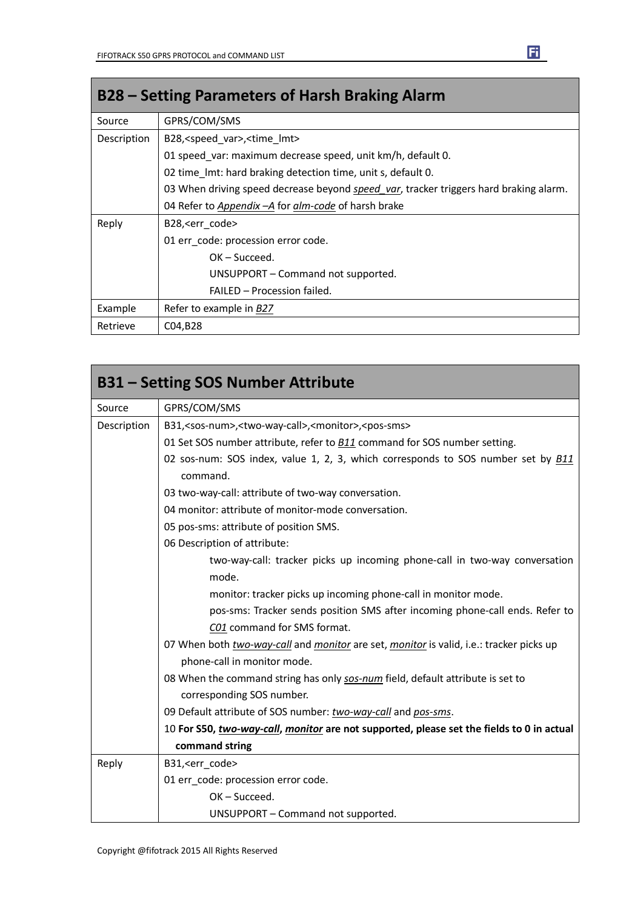## B28 – Setting Parameters of Harsh Braking Alarm

| Source | GPRS/COM/SMS |
|---|---|
| Description | B28,<speed_var>,<time_lmt><br>01 speed_var: maximum decrease speed, unit km/h, default 0.<br>02 time_lmt: hard braking detection time, unit s, default 0.<br>03 When driving speed decrease beyond *speed_var*, tracker triggers hard braking alarm.<br>04 Refer to *Appendix –A* for *alm-code* of harsh brake |
| Reply | B28,<err_code><br>01 err_code: procession error code.<br>OK – Succeed.<br>UNSUPPORT – Command not supported.<br>FAILED – Procession failed. |
| Example | Refer to example in *B27* |
| Retrieve | C04,B28 |

## B31 – Setting SOS Number Attribute

| Source | GPRS/COM/SMS |
|---|---|
| Description | B31,<sos-num>,<two-way-call>,<monitor>,<pos-sms><br>01 Set SOS number attribute, refer to *B11* command for SOS number setting.<br>02 sos-num: SOS index, value 1, 2, 3, which corresponds to SOS number set by *B11* command.<br>03 two-way-call: attribute of two-way conversation.<br>04 monitor: attribute of monitor-mode conversation.<br>05 pos-sms: attribute of position SMS.<br>06 Description of attribute:<br>two-way-call: tracker picks up incoming phone-call in two-way conversation mode.<br>monitor: tracker picks up incoming phone-call in monitor mode.<br>pos-sms: Tracker sends position SMS after incoming phone-call ends. Refer to *C01* command for SMS format.<br>07 When both *two-way-call* and *monitor* are set, *monitor* is valid, i.e.: tracker picks up phone-call in monitor mode.<br>08 When the command string has only *sos-num* field, default attribute is set to corresponding SOS number.<br>09 Default attribute of SOS number: *two-way-call* and *pos-sms*.<br>10 **For S50, *two-way-call*, *monitor* are not supported, please set the fields to 0 in actual command string** |
| Reply | B31,<err_code><br>01 err_code: procession error code.<br>OK – Succeed.<br>UNSUPPORT – Command not supported. |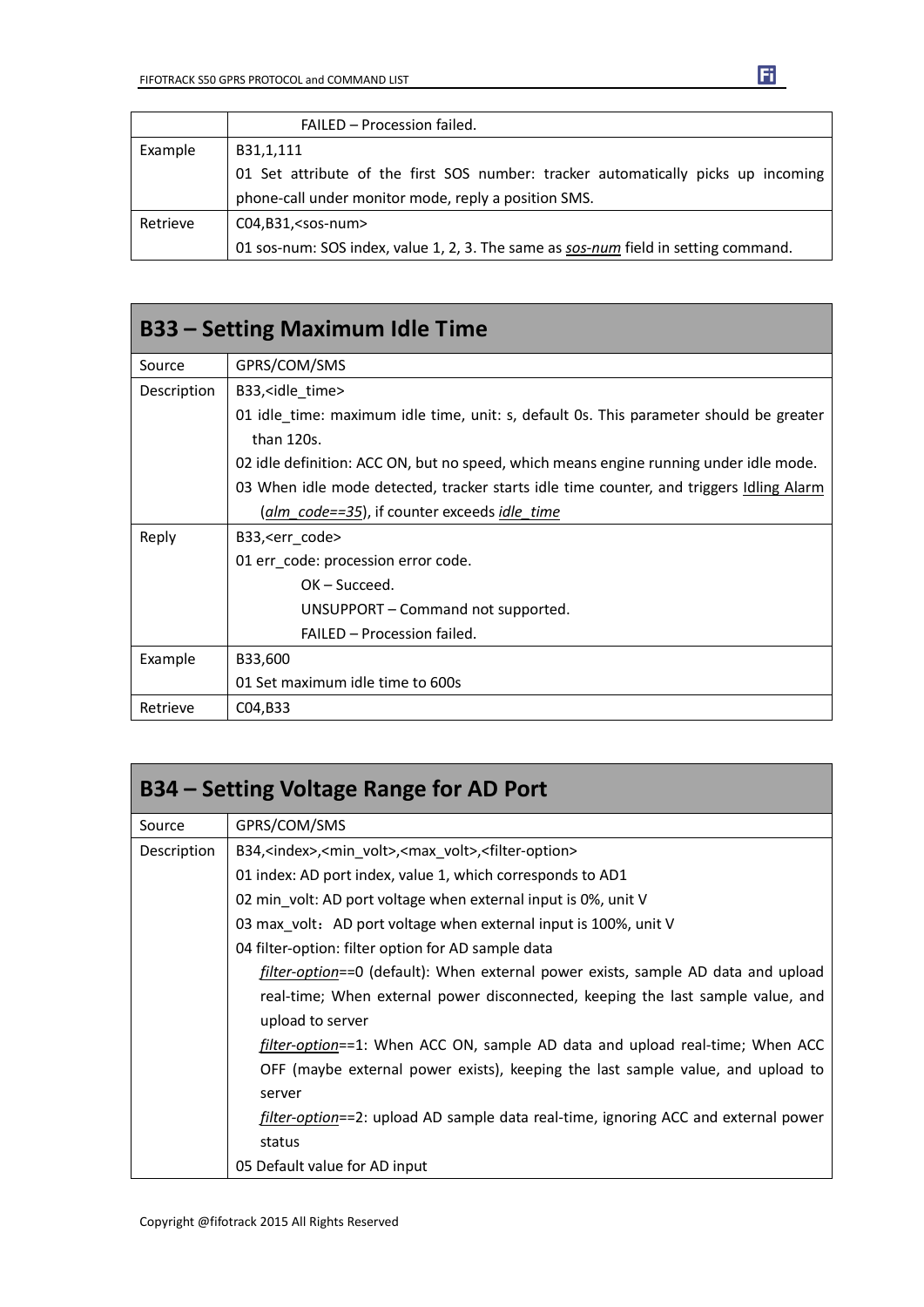| | |
|---|---|
| | FAILED – Procession failed. |
| Example | B31,1,111<br>01 Set attribute of the first SOS number: tracker automatically picks up incoming phone-call under monitor mode, reply a position SMS. |
| Retrieve | C04,B31,<sos-num><br>01 sos-num: SOS index, value 1, 2, 3. The same as *sos-num* field in setting command. |

## B33 – Setting Maximum Idle Time

| | |
|---|---|
| Source | GPRS/COM/SMS |
| Description | B33,<idle_time><br>01 idle_time: maximum idle time, unit: s, default 0s. This parameter should be greater than 120s.<br>02 idle definition: ACC ON, but no speed, which means engine running under idle mode.<br>03 When idle mode detected, tracker starts idle time counter, and triggers Idling Alarm (*alm_code==35*), if counter exceeds *idle_time* |
| Reply | B33,<err_code><br>01 err_code: procession error code.<br>OK – Succeed.<br>UNSUPPORT – Command not supported.<br>FAILED – Procession failed. |
| Example | B33,600<br>01 Set maximum idle time to 600s |
| Retrieve | C04,B33 |

## B34 – Setting Voltage Range for AD Port

| | |
|---|---|
| Source | GPRS/COM/SMS |
| Description | B34,<index>,<min_volt>,<max_volt>,<filter-option><br>01 index: AD port index, value 1, which corresponds to AD1<br>02 min_volt: AD port voltage when external input is 0%, unit V<br>03 max_volt：AD port voltage when external input is 100%, unit V<br>04 filter-option: filter option for AD sample data<br>*filter-option*==0 (default): When external power exists, sample AD data and upload real-time; When external power disconnected, keeping the last sample value, and upload to server<br>*filter-option*==1: When ACC ON, sample AD data and upload real-time; When ACC OFF (maybe external power exists), keeping the last sample value, and upload to server<br>*filter-option*==2: upload AD sample data real-time, ignoring ACC and external power status<br>05 Default value for AD input |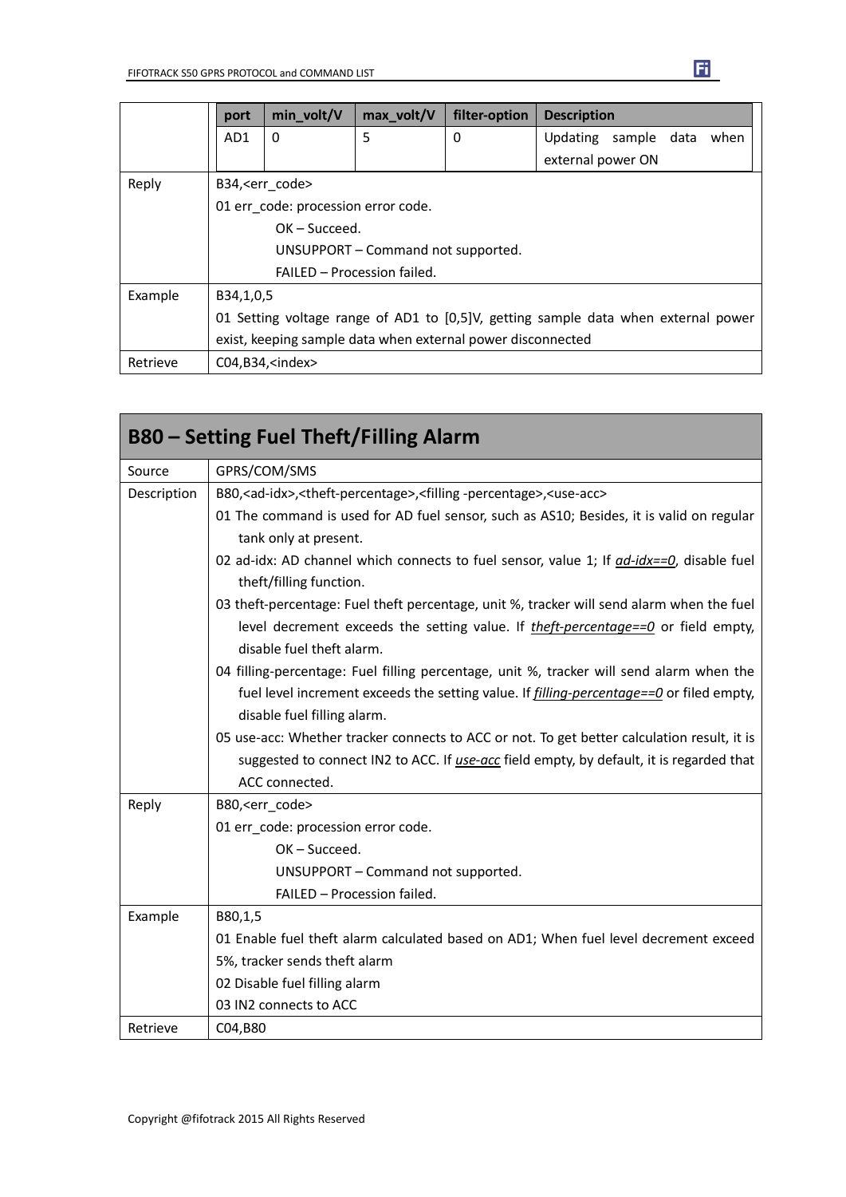| | port | min_volt/V | max_volt/V | filter-option | Description |
|---|---|---|---|---|---|
| | AD1 | 0 | 5 | 0 | Updating sample data when external power ON |

| | |
|---|---|
| Reply | B34,<err_code><br>01 err_code: procession error code.<br>OK – Succeed.<br>UNSUPPORT – Command not supported.<br>FAILED – Procession failed. |
| Example | B34,1,0,5<br>01 Setting voltage range of AD1 to [0,5]V, getting sample data when external power exist, keeping sample data when external power disconnected |
| Retrieve | C04,B34,<index> |

## B80 – Setting Fuel Theft/Filling Alarm

| | |
|---|---|
| Source | GPRS/COM/SMS |
| Description | B80,<ad-idx>,<theft-percentage>,<filling -percentage>,<use-acc><br>01 The command is used for AD fuel sensor, such as AS10; Besides, it is valid on regular tank only at present.<br>02 ad-idx: AD channel which connects to fuel sensor, value 1; If *ad-idx==0*, disable fuel theft/filling function.<br>03 theft-percentage: Fuel theft percentage, unit %, tracker will send alarm when the fuel level decrement exceeds the setting value. If *theft-percentage==0* or field empty, disable fuel theft alarm.<br>04 filling-percentage: Fuel filling percentage, unit %, tracker will send alarm when the fuel level increment exceeds the setting value. If *filling-percentage==0* or filed empty, disable fuel filling alarm.<br>05 use-acc: Whether tracker connects to ACC or not. To get better calculation result, it is suggested to connect IN2 to ACC. If *use-acc* field empty, by default, it is regarded that ACC connected. |
| Reply | B80,<err_code><br>01 err_code: procession error code.<br>OK – Succeed.<br>UNSUPPORT – Command not supported.<br>FAILED – Procession failed. |
| Example | B80,1,5<br>01 Enable fuel theft alarm calculated based on AD1; When fuel level decrement exceed 5%, tracker sends theft alarm<br>02 Disable fuel filling alarm<br>03 IN2 connects to ACC |
| Retrieve | C04,B80 |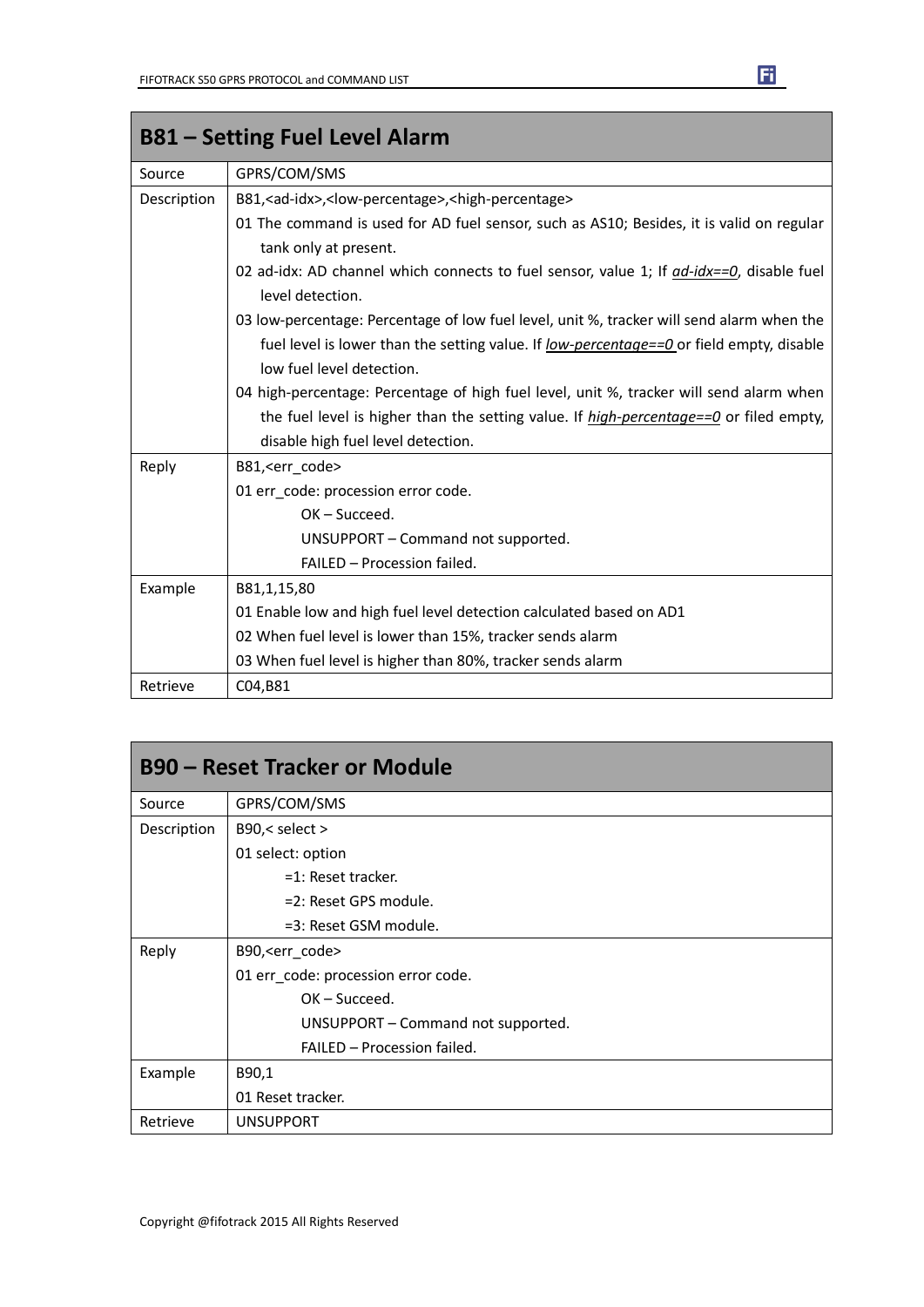| B81 – Setting Fuel Level Alarm | |
|---|---|
| Source | GPRS/COM/SMS |
| Description | B81,<ad-idx>,<low-percentage>,<high-percentage><br>01 The command is used for AD fuel sensor, such as AS10; Besides, it is valid on regular tank only at present.<br>02 ad-idx: AD channel which connects to fuel sensor, value 1; If *ad-idx==0*, disable fuel level detection.<br>03 low-percentage: Percentage of low fuel level, unit %, tracker will send alarm when the fuel level is lower than the setting value. If *low-percentage==0* or field empty, disable low fuel level detection.<br>04 high-percentage: Percentage of high fuel level, unit %, tracker will send alarm when the fuel level is higher than the setting value. If *high-percentage==0* or filed empty, disable high fuel level detection. |
| Reply | B81,<err_code><br>01 err_code: procession error code.<br>OK – Succeed.<br>UNSUPPORT – Command not supported.<br>FAILED – Procession failed. |
| Example | B81,1,15,80<br>01 Enable low and high fuel level detection calculated based on AD1<br>02 When fuel level is lower than 15%, tracker sends alarm<br>03 When fuel level is higher than 80%, tracker sends alarm |
| Retrieve | C04,B81 |

| B90 – Reset Tracker or Module | |
|---|---|
| Source | GPRS/COM/SMS |
| Description | B90,< select ><br>01 select: option<br>=1: Reset tracker.<br>=2: Reset GPS module.<br>=3: Reset GSM module. |
| Reply | B90,<err_code><br>01 err_code: procession error code.<br>OK – Succeed.<br>UNSUPPORT – Command not supported.<br>FAILED – Procession failed. |
| Example | B90,1<br>01 Reset tracker. |
| Retrieve | UNSUPPORT |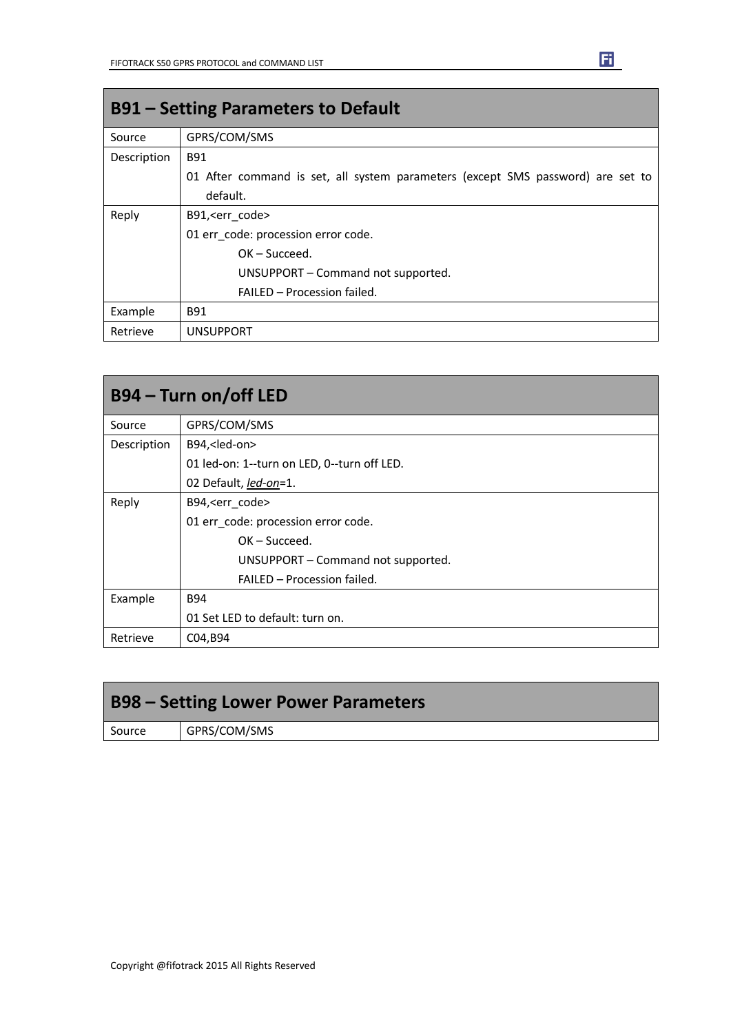| B91 – Setting Parameters to Default | |
|---|---|
| Source | GPRS/COM/SMS |
| Description | B91<br>01 After command is set, all system parameters (except SMS password) are set to default. |
| Reply | B91,<err_code><br>01 err_code: procession error code.<br>OK – Succeed.<br>UNSUPPORT – Command not supported.<br>FAILED – Procession failed. |
| Example | B91 |
| Retrieve | UNSUPPORT |

| B94 – Turn on/off LED | |
|---|---|
| Source | GPRS/COM/SMS |
| Description | B94,<led-on><br>01 led-on: 1--turn on LED, 0--turn off LED.<br>02 Default, *led-on*=1. |
| Reply | B94,<err_code><br>01 err_code: procession error code.<br>OK – Succeed.<br>UNSUPPORT – Command not supported.<br>FAILED – Procession failed. |
| Example | B94<br>01 Set LED to default: turn on. |
| Retrieve | C04,B94 |

| B98 – Setting Lower Power Parameters | |
|---|---|
| Source | GPRS/COM/SMS |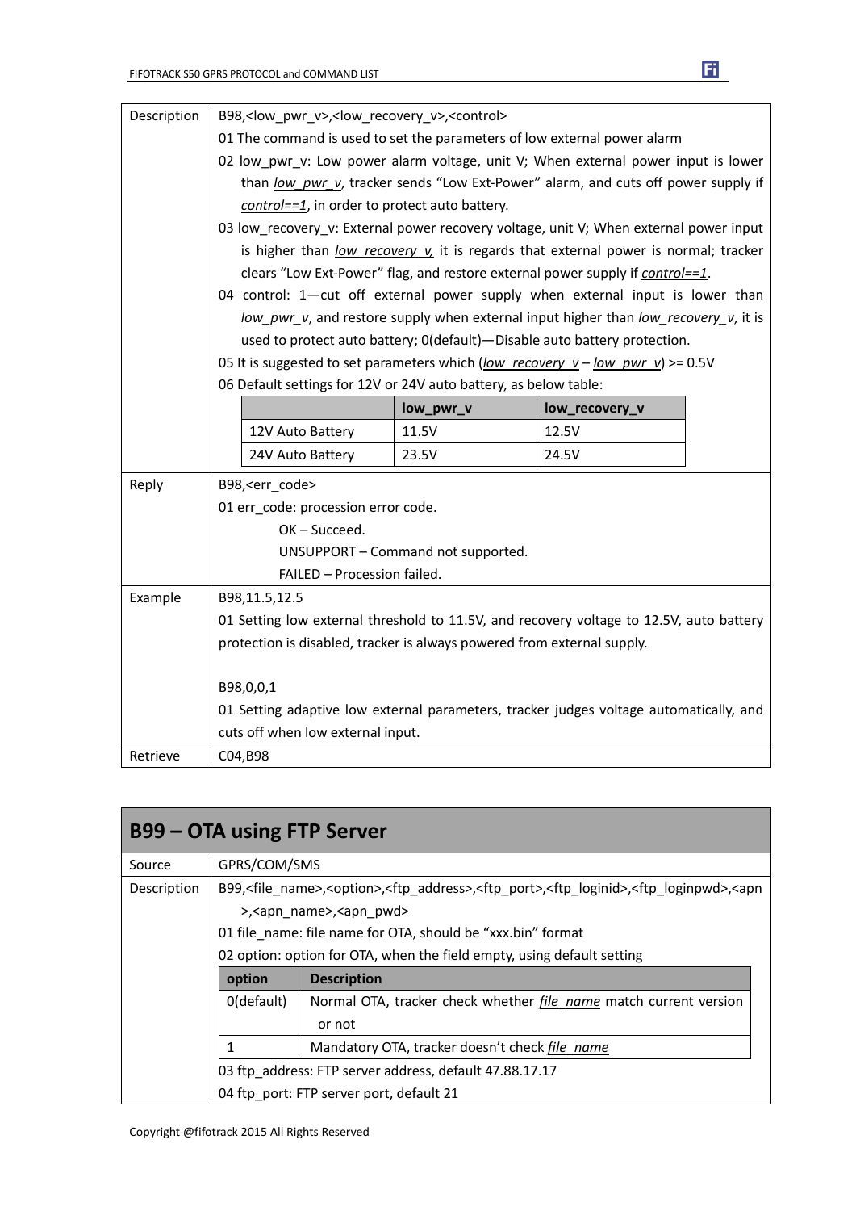| | |
|---|---|
| Description | B98,<low_pwr_v>,<low_recovery_v>,<control><br>01 The command is used to set the parameters of low external power alarm<br>02 low_pwr_v: Low power alarm voltage, unit V; When external power input is lower than *low_pwr_v*, tracker sends "Low Ext-Power" alarm, and cuts off power supply if *control==1*, in order to protect auto battery.<br>03 low_recovery_v: External power recovery voltage, unit V; When external power input is higher than *low_recovery_v,* it is regards that external power is normal; tracker clears "Low Ext-Power" flag, and restore external power supply if *control==1*.<br>04 control: 1—cut off external power supply when external input is lower than *low_pwr_v*, and restore supply when external input higher than *low_recovery_v*, it is used to protect auto battery; 0(default)—Disable auto battery protection.<br>05 It is suggested to set parameters which (*low_recovery_v* – *low_pwr_v*) >= 0.5V<br>06 Default settings for 12V or 24V auto battery, as below table:<br><br>\| \| low_pwr_v \| low_recovery_v \|<br>\| 12V Auto Battery \| 11.5V \| 12.5V \|<br>\| 24V Auto Battery \| 23.5V \| 24.5V \| |
| Reply | B98,<err_code><br>01 err_code: procession error code.<br>OK – Succeed.<br>UNSUPPORT – Command not supported.<br>FAILED – Procession failed. |
| Example | B98,11.5,12.5<br>01 Setting low external threshold to 11.5V, and recovery voltage to 12.5V, auto battery protection is disabled, tracker is always powered from external supply.<br><br>B98,0,0,1<br>01 Setting adaptive low external parameters, tracker judges voltage automatically, and cuts off when low external input. |
| Retrieve | C04,B98 |

## B99 – OTA using FTP Server

| | |
|---|---|
| Source | GPRS/COM/SMS |
| Description | B99,<file_name>,<option>,<ftp_address>,<ftp_port>,<ftp_loginid>,<ftp_loginpwd>,<apn>,<apn_name>,<apn_pwd><br>01 file_name: file name for OTA, should be "xxx.bin" format<br>02 option: option for OTA, when the field empty, using default setting<br><br>\| option \| Description \|<br>\| 0(default) \| Normal OTA, tracker check whether *file_name* match current version or not \|<br>\| 1 \| Mandatory OTA, tracker doesn't check *file_name* \|<br><br>03 ftp_address: FTP server address, default 47.88.17.17<br>04 ftp_port: FTP server port, default 21 |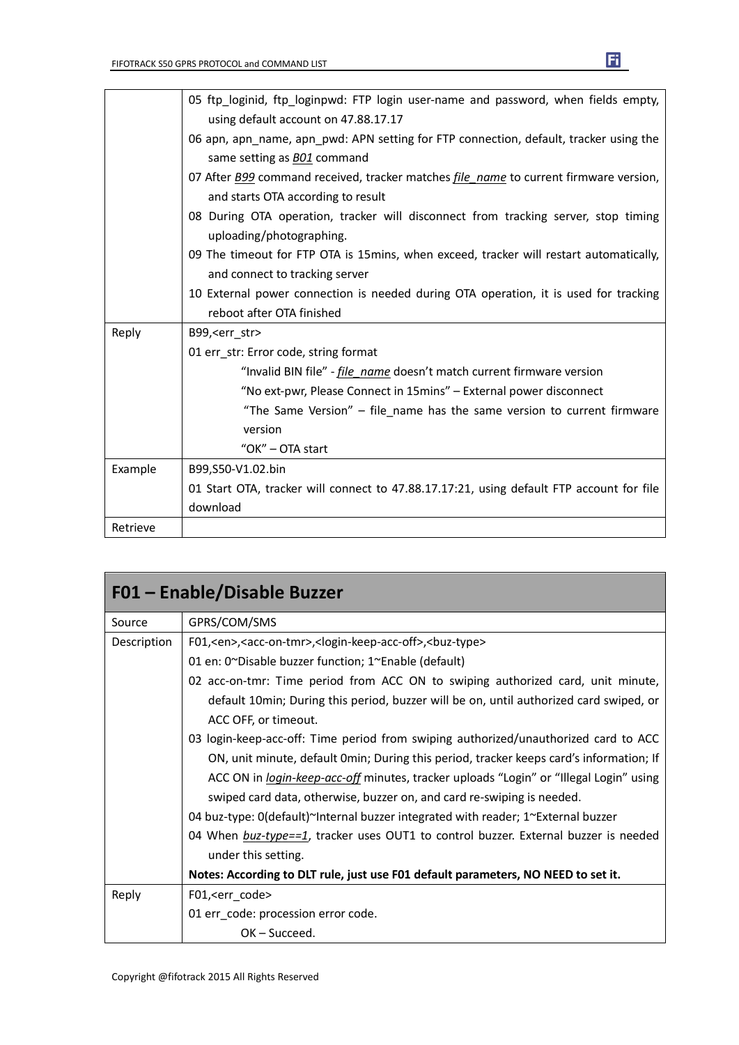| | |
|---|---|
| | 05 ftp_loginid, ftp_loginpwd: FTP login user-name and password, when fields empty, using default account on 47.88.17.17<br>06 apn, apn_name, apn_pwd: APN setting for FTP connection, default, tracker using the same setting as *B01* command<br>07 After *B99* command received, tracker matches *file_name* to current firmware version, and starts OTA according to result<br>08 During OTA operation, tracker will disconnect from tracking server, stop timing uploading/photographing.<br>09 The timeout for FTP OTA is 15mins, when exceed, tracker will restart automatically, and connect to tracking server<br>10 External power connection is needed during OTA operation, it is used for tracking reboot after OTA finished |
| Reply | B99,<err_str><br>01 err_str: Error code, string format<br>"Invalid BIN file" - *file_name* doesn't match current firmware version<br>"No ext-pwr, Please Connect in 15mins" – External power disconnect<br>"The Same Version" – file_name has the same version to current firmware version<br>"OK" – OTA start |
| Example | B99,S50-V1.02.bin<br>01 Start OTA, tracker will connect to 47.88.17.17:21, using default FTP account for file download |
| Retrieve | |

| F01 – Enable/Disable Buzzer | |
|---|---|
| Source | GPRS/COM/SMS |
| Description | F01,<en>,<acc-on-tmr>,<login-keep-acc-off>,<buz-type><br>01 en: 0~Disable buzzer function; 1~Enable (default)<br>02 acc-on-tmr: Time period from ACC ON to swiping authorized card, unit minute, default 10min; During this period, buzzer will be on, until authorized card swiped, or ACC OFF, or timeout.<br>03 login-keep-acc-off: Time period from swiping authorized/unauthorized card to ACC ON, unit minute, default 0min; During this period, tracker keeps card's information; If ACC ON in *login-keep-acc-off* minutes, tracker uploads "Login" or "Illegal Login" using swiped card data, otherwise, buzzer on, and card re-swiping is needed.<br>04 buz-type: 0(default)~Internal buzzer integrated with reader; 1~External buzzer<br>04 When *buz-type==1*, tracker uses OUT1 to control buzzer. External buzzer is needed under this setting.<br>**Notes: According to DLT rule, just use F01 default parameters, NO NEED to set it.** |
| Reply | F01,<err_code><br>01 err_code: procession error code.<br>OK – Succeed. |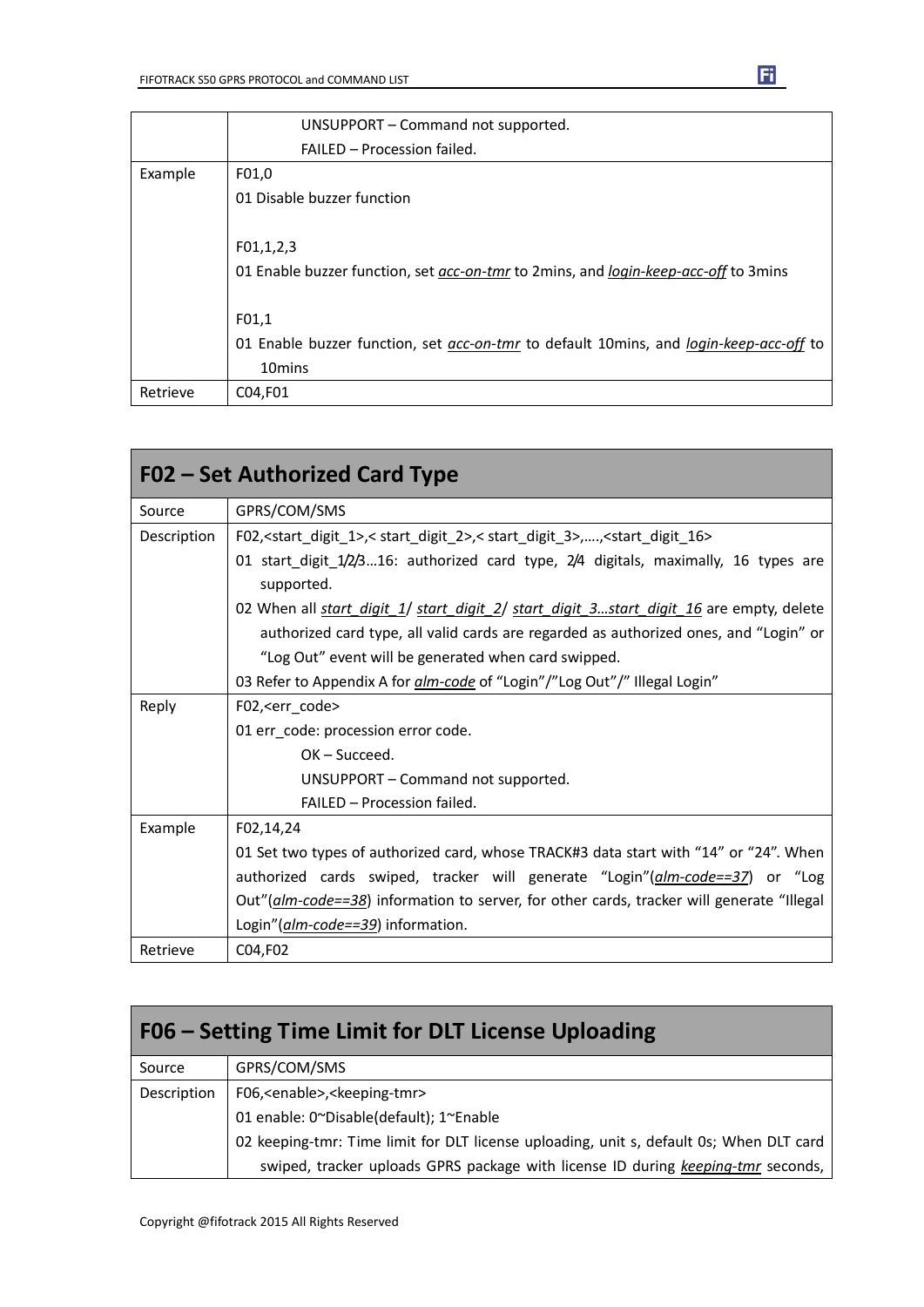| | |
|---|---|
| | UNSUPPORT – Command not supported.<br>FAILED – Procession failed. |
| Example | F01,0<br>01 Disable buzzer function<br><br>F01,1,2,3<br>01 Enable buzzer function, set *acc-on-tmr* to 2mins, and *login-keep-acc-off* to 3mins<br><br>F01,1<br>01 Enable buzzer function, set *acc-on-tmr* to default 10mins, and *login-keep-acc-off* to 10mins |
| Retrieve | C04,F01 |

## F02 – Set Authorized Card Type

| | |
|---|---|
| Source | GPRS/COM/SMS |
| Description | F02,<start_digit_1>,< start_digit_2>,< start_digit_3>,….,<start_digit_16><br>01 start_digit_1/2/3…16: authorized card type, 2/4 digitals, maximally, 16 types are supported.<br>02 When all *start_digit_1*/ *start_digit_2*/ *start_digit_3…start_digit_16* are empty, delete authorized card type, all valid cards are regarded as authorized ones, and "Login" or "Log Out" event will be generated when card swipped.<br>03 Refer to Appendix A for *alm-code* of "Login"/"Log Out"/" Illegal Login" |
| Reply | F02,<err_code><br>01 err_code: procession error code.<br>OK – Succeed.<br>UNSUPPORT – Command not supported.<br>FAILED – Procession failed. |
| Example | F02,14,24<br>01 Set two types of authorized card, whose TRACK#3 data start with "14" or "24". When authorized cards swiped, tracker will generate "Login"(*alm-code==37*) or "Log Out"(*alm-code==38*) information to server, for other cards, tracker will generate "Illegal Login"(*alm-code==39*) information. |
| Retrieve | C04,F02 |

## F06 – Setting Time Limit for DLT License Uploading

| | |
|---|---|
| Source | GPRS/COM/SMS |
| Description | F06,<enable>,<keeping-tmr><br>01 enable: 0~Disable(default); 1~Enable<br>02 keeping-tmr: Time limit for DLT license uploading, unit s, default 0s; When DLT card swiped, tracker uploads GPRS package with license ID during *keeping-tmr* seconds, |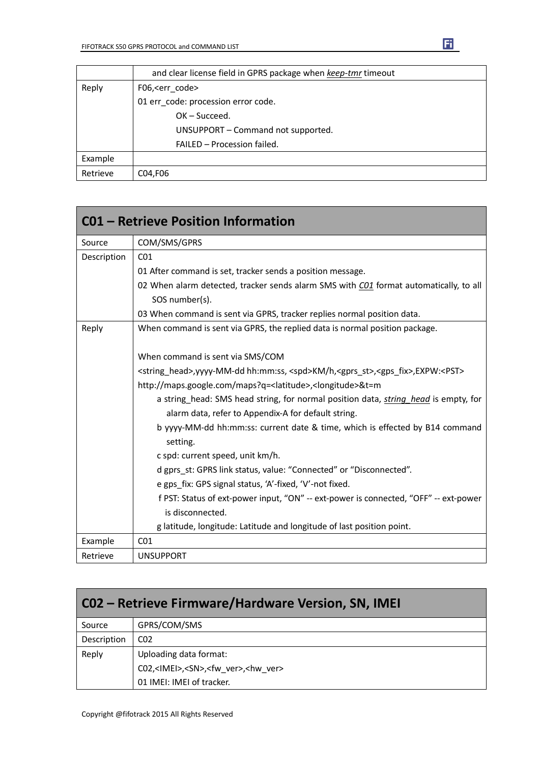| | |
|---|---|
| | and clear license field in GPRS package when *keep-tmr* timeout |
| Reply | F06,<err_code><br>01 err_code: procession error code.<br>OK – Succeed.<br>UNSUPPORT – Command not supported.<br>FAILED – Procession failed. |
| Example | |
| Retrieve | C04,F06 |

## C01 – Retrieve Position Information

| | |
|---|---|
| Source | COM/SMS/GPRS |
| Description | C01<br>01 After command is set, tracker sends a position message.<br>02 When alarm detected, tracker sends alarm SMS with *C01* format automatically, to all SOS number(s).<br>03 When command is sent via GPRS, tracker replies normal position data. |
| Reply | When command is sent via GPRS, the replied data is normal position package.<br><br>When command is sent via SMS/COM<br><string_head>,yyyy-MM-dd hh:mm:ss, <spd>KM/h,<gprs_st>,<gps_fix>,EXPW:<PST><br>http://maps.google.com/maps?q=<latitude>,<longitude>&t=m<br>a string_head: SMS head string, for normal position data, *string_head* is empty, for alarm data, refer to Appendix-A for default string.<br>b yyyy-MM-dd hh:mm:ss: current date & time, which is effected by B14 command setting.<br>c spd: current speed, unit km/h.<br>d gprs_st: GPRS link status, value: “Connected” or “Disconnected”.<br>e gps_fix: GPS signal status, ‘A’-fixed, ‘V’-not fixed.<br>f PST: Status of ext-power input, “ON” -- ext-power is connected, “OFF” -- ext-power is disconnected.<br>g latitude, longitude: Latitude and longitude of last position point. |
| Example | C01 |
| Retrieve | UNSUPPORT |

## C02 – Retrieve Firmware/Hardware Version, SN, IMEI

| | |
|---|---|
| Source | GPRS/COM/SMS |
| Description | C02 |
| Reply | Uploading data format:<br>C02,<IMEI>,<SN>,<fw_ver>,<hw_ver><br>01 IMEI: IMEI of tracker. |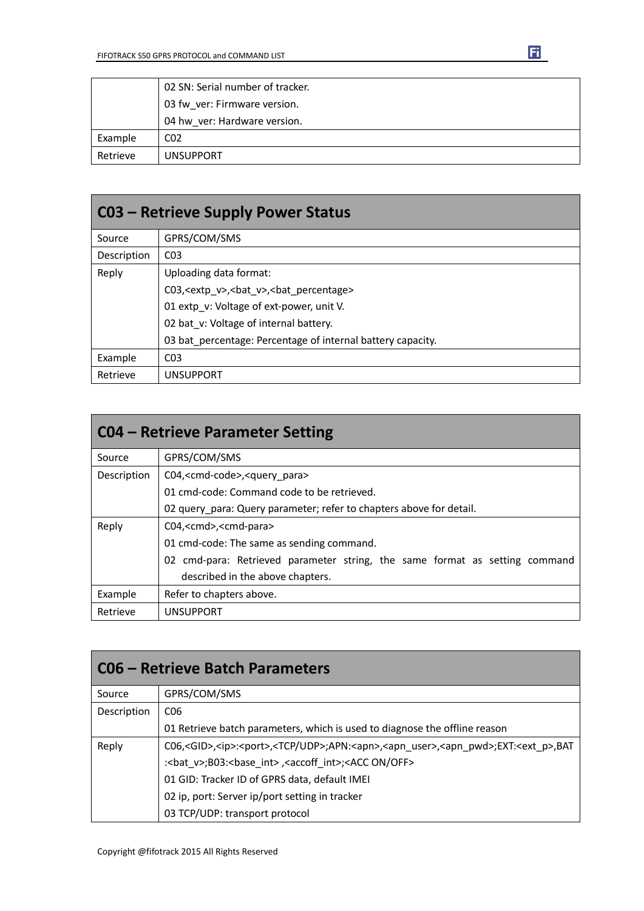|  | 02 SN: Serial number of tracker.<br>03 fw_ver: Firmware version.<br>04 hw_ver: Hardware version. |
|---|---|
| Example | C02 |
| Retrieve | UNSUPPORT |

## C03 – Retrieve Supply Power Status

| Source | GPRS/COM/SMS |
|---|---|
| Description | C03 |
| Reply | Uploading data format:<br>C03,<extp_v>,<bat_v>,<bat_percentage><br>01 extp_v: Voltage of ext-power, unit V.<br>02 bat_v: Voltage of internal battery.<br>03 bat_percentage: Percentage of internal battery capacity. |
| Example | C03 |
| Retrieve | UNSUPPORT |

## C04 – Retrieve Parameter Setting

| Source | GPRS/COM/SMS |
|---|---|
| Description | C04,<cmd-code>,<query_para><br>01 cmd-code: Command code to be retrieved.<br>02 query_para: Query parameter; refer to chapters above for detail. |
| Reply | C04,<cmd>,<cmd-para><br>01 cmd-code: The same as sending command.<br>02 cmd-para: Retrieved parameter string, the same format as setting command described in the above chapters. |
| Example | Refer to chapters above. |
| Retrieve | UNSUPPORT |

## C06 – Retrieve Batch Parameters

| Source | GPRS/COM/SMS |
|---|---|
| Description | C06<br>01 Retrieve batch parameters, which is used to diagnose the offline reason |
| Reply | C06,<GID>,<ip>:<port>,<TCP/UDP>;APN:<apn>,<apn_user>,<apn_pwd>;EXT:<ext_p>,BAT:<bat_v>;B03:<base_int> ,<accoff_int>;<ACC ON/OFF><br>01 GID: Tracker ID of GPRS data, default IMEI<br>02 ip, port: Server ip/port setting in tracker<br>03 TCP/UDP: transport protocol |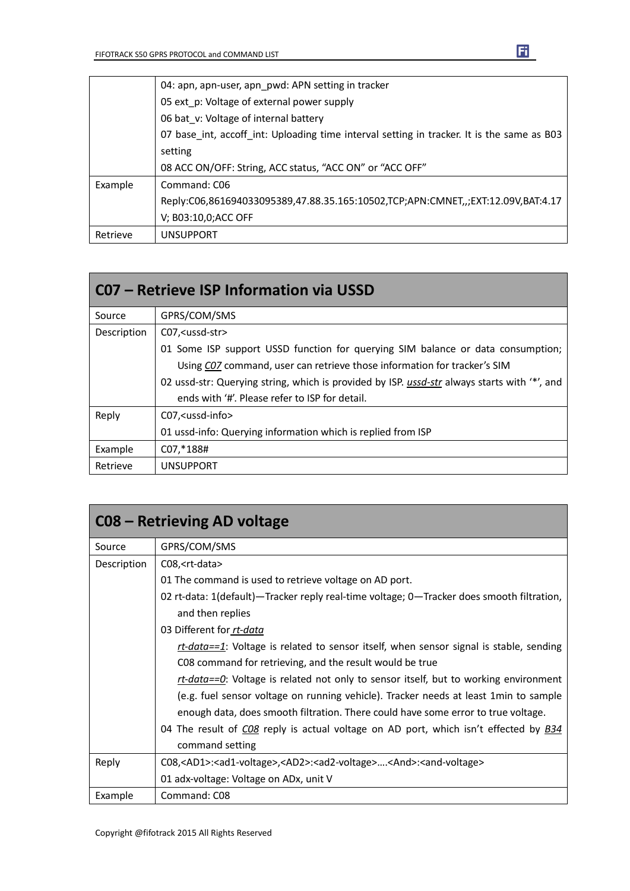| | |
|---|---|
| | 04: apn, apn-user, apn_pwd: APN setting in tracker<br>05 ext_p: Voltage of external power supply<br>06 bat_v: Voltage of internal battery<br>07 base_int, accoff_int: Uploading time interval setting in tracker. It is the same as B03 setting<br>08 ACC ON/OFF: String, ACC status, "ACC ON" or "ACC OFF" |
| Example | Command: C06<br>Reply:C06,861694033095389,47.88.35.165:10502,TCP;APN:CMNET,,;EXT:12.09V,BAT:4.17V; B03:10,0;ACC OFF |
| Retrieve | UNSUPPORT |

## C07 – Retrieve ISP Information via USSD

| | |
|---|---|
| Source | GPRS/COM/SMS |
| Description | C07,<ussd-str><br>01 Some ISP support USSD function for querying SIM balance or data consumption; Using *C07* command, user can retrieve those information for tracker's SIM<br>02 ussd-str: Querying string, which is provided by ISP. *ussd-str* always starts with '*', and ends with '#'. Please refer to ISP for detail. |
| Reply | C07,<ussd-info><br>01 ussd-info: Querying information which is replied from ISP |
| Example | C07,*188# |
| Retrieve | UNSUPPORT |

## C08 – Retrieving AD voltage

| | |
|---|---|
| Source | GPRS/COM/SMS |
| Description | C08,<rt-data><br>01 The command is used to retrieve voltage on AD port.<br>02 rt-data: 1(default)—Tracker reply real-time voltage; 0—Tracker does smooth filtration, and then replies<br>03 Different for *rt-data*<br>*rt-data==1*: Voltage is related to sensor itself, when sensor signal is stable, sending C08 command for retrieving, and the result would be true<br>*rt-data==0*: Voltage is related not only to sensor itself, but to working environment (e.g. fuel sensor voltage on running vehicle). Tracker needs at least 1min to sample enough data, does smooth filtration. There could have some error to true voltage.<br>04 The result of *C08* reply is actual voltage on AD port, which isn't effected by *B34* command setting |
| Reply | C08,<AD1>:<ad1-voltage>,<AD2>:<ad2-voltage>….<And>:<and-voltage><br>01 adx-voltage: Voltage on ADx, unit V |
| Example | Command: C08 |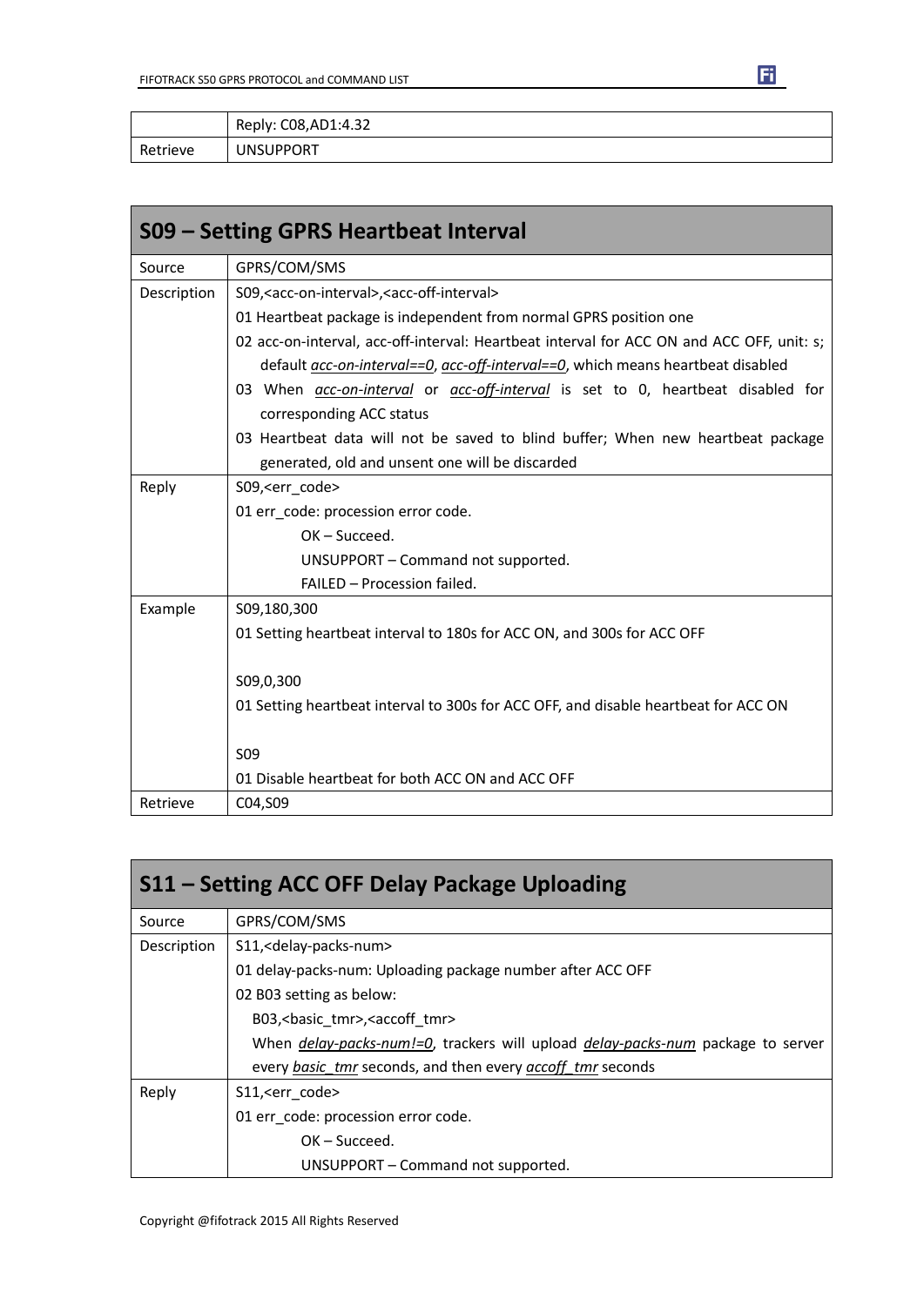| | Reply: C08,AD1:4.32 |
|---|---|
| Retrieve | UNSUPPORT |

## S09 – Setting GPRS Heartbeat Interval

| | |
|---|---|
| Source | GPRS/COM/SMS |
| Description | S09,<acc-on-interval>,<acc-off-interval><br>01 Heartbeat package is independent from normal GPRS position one<br>02 acc-on-interval, acc-off-interval: Heartbeat interval for ACC ON and ACC OFF, unit: s; default *acc-on-interval==0*, *acc-off-interval==0*, which means heartbeat disabled<br>03 When *acc-on-interval* or *acc-off-interval* is set to 0, heartbeat disabled for corresponding ACC status<br>03 Heartbeat data will not be saved to blind buffer; When new heartbeat package generated, old and unsent one will be discarded |
| Reply | S09,<err_code><br>01 err_code: procession error code.<br>OK – Succeed.<br>UNSUPPORT – Command not supported.<br>FAILED – Procession failed. |
| Example | S09,180,300<br>01 Setting heartbeat interval to 180s for ACC ON, and 300s for ACC OFF<br><br>S09,0,300<br>01 Setting heartbeat interval to 300s for ACC OFF, and disable heartbeat for ACC ON<br><br>S09<br>01 Disable heartbeat for both ACC ON and ACC OFF |
| Retrieve | C04,S09 |

## S11 – Setting ACC OFF Delay Package Uploading

| | |
|---|---|
| Source | GPRS/COM/SMS |
| Description | S11,<delay-packs-num><br>01 delay-packs-num: Uploading package number after ACC OFF<br>02 B03 setting as below:<br>B03,<basic_tmr>,<accoff_tmr><br>When *delay-packs-num!=0*, trackers will upload *delay-packs-num* package to server every *basic_tmr* seconds, and then every *accoff_tmr* seconds |
| Reply | S11,<err_code><br>01 err_code: procession error code.<br>OK – Succeed.<br>UNSUPPORT – Command not supported. |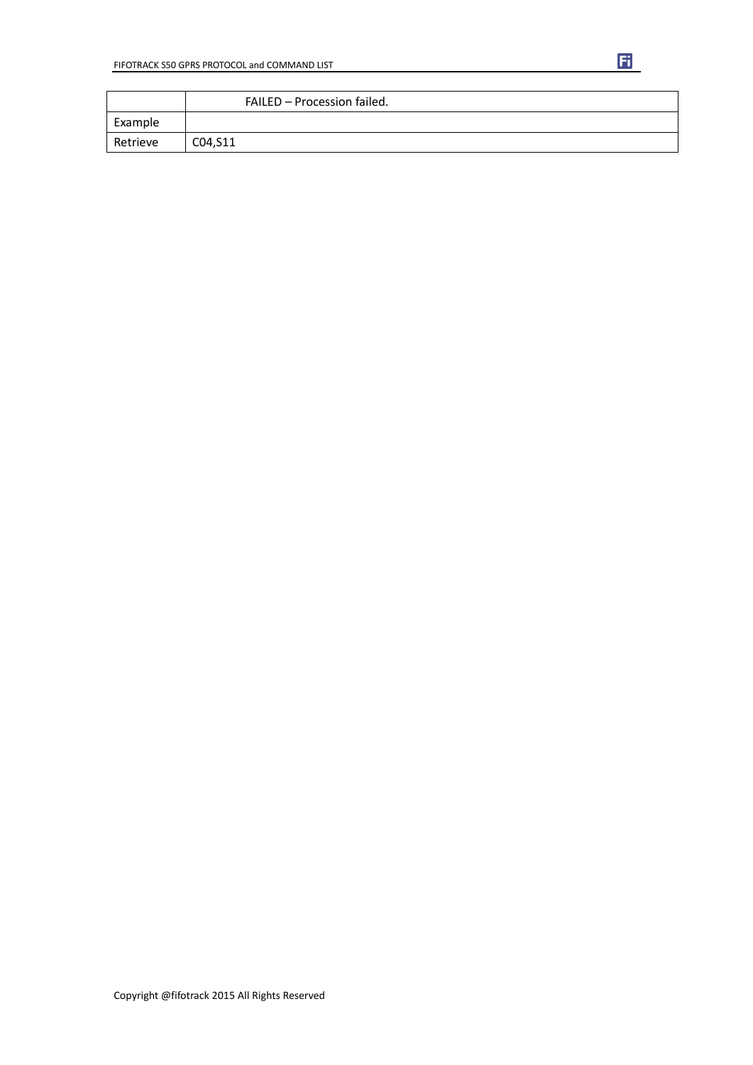| | |
|---|---|
| | FAILED – Procession failed. |
| Example | |
| Retrieve | C04,S11 |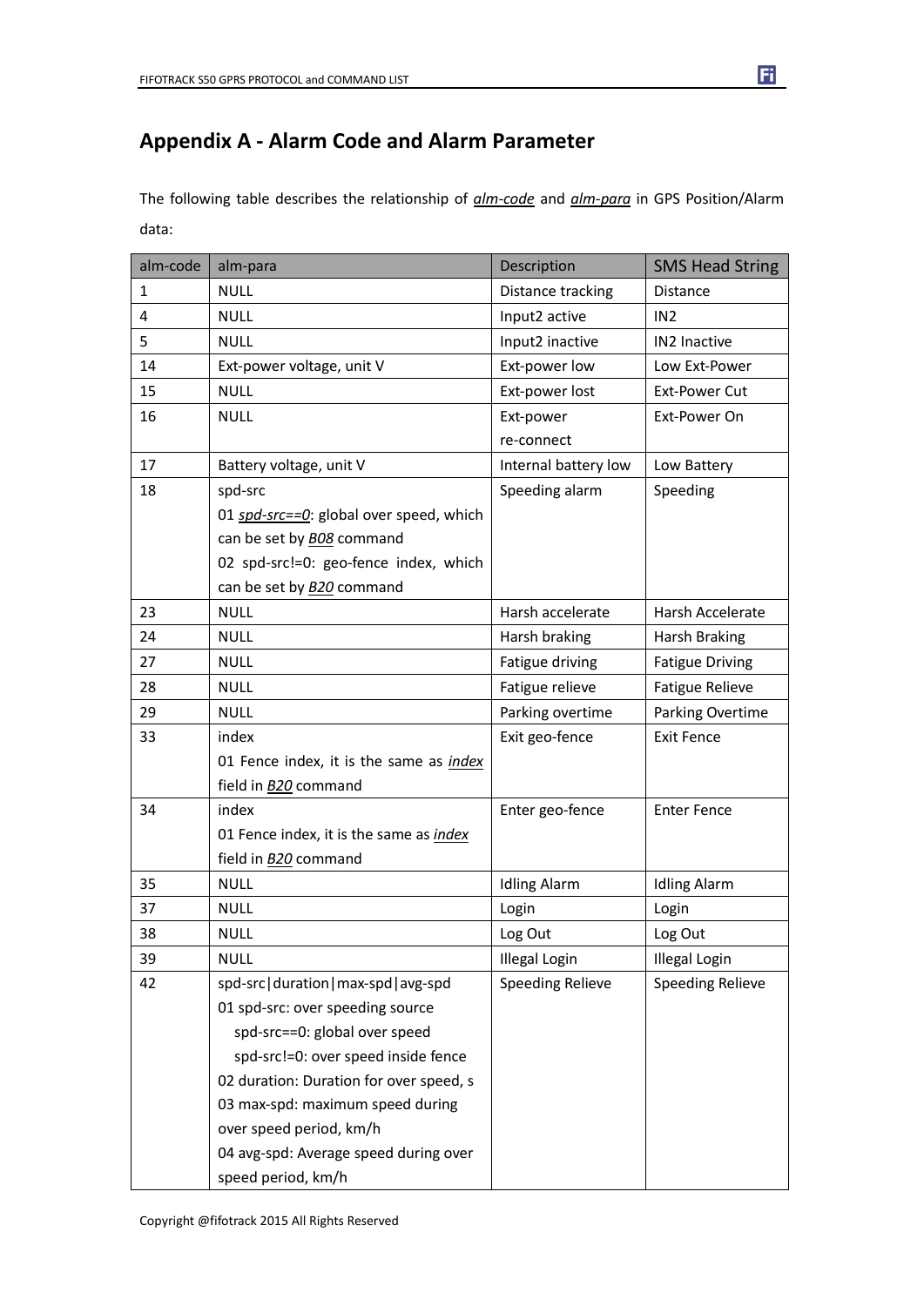## Appendix A - Alarm Code and Alarm Parameter

The following table describes the relationship of *alm-code* and *alm-para* in GPS Position/Alarm data:

| alm-code | alm-para | Description | SMS Head String |
| --- | --- | --- | --- |
| 1 | NULL | Distance tracking | Distance |
| 4 | NULL | Input2 active | IN2 |
| 5 | NULL | Input2 inactive | IN2 Inactive |
| 14 | Ext-power voltage, unit V | Ext-power low | Low Ext-Power |
| 15 | NULL | Ext-power lost | Ext-Power Cut |
| 16 | NULL | Ext-power re-connect | Ext-Power On |
| 17 | Battery voltage, unit V | Internal battery low | Low Battery |
| 18 | spd-src<br>01 *spd-src==0*: global over speed, which can be set by *B08* command<br>02 spd-src!=0: geo-fence index, which can be set by *B20* command | Speeding alarm | Speeding |
| 23 | NULL | Harsh accelerate | Harsh Accelerate |
| 24 | NULL | Harsh braking | Harsh Braking |
| 27 | NULL | Fatigue driving | Fatigue Driving |
| 28 | NULL | Fatigue relieve | Fatigue Relieve |
| 29 | NULL | Parking overtime | Parking Overtime |
| 33 | index<br>01 Fence index, it is the same as *index* field in *B20* command | Exit geo-fence | Exit Fence |
| 34 | index<br>01 Fence index, it is the same as *index* field in *B20* command | Enter geo-fence | Enter Fence |
| 35 | NULL | Idling Alarm | Idling Alarm |
| 37 | NULL | Login | Login |
| 38 | NULL | Log Out | Log Out |
| 39 | NULL | Illegal Login | Illegal Login |
| 42 | spd-src\|duration\|max-spd\|avg-spd<br>01 spd-src: over speeding source<br>spd-src==0: global over speed<br>spd-src!=0: over speed inside fence<br>02 duration: Duration for over speed, s<br>03 max-spd: maximum speed during over speed period, km/h<br>04 avg-spd: Average speed during over speed period, km/h | Speeding Relieve | Speeding Relieve |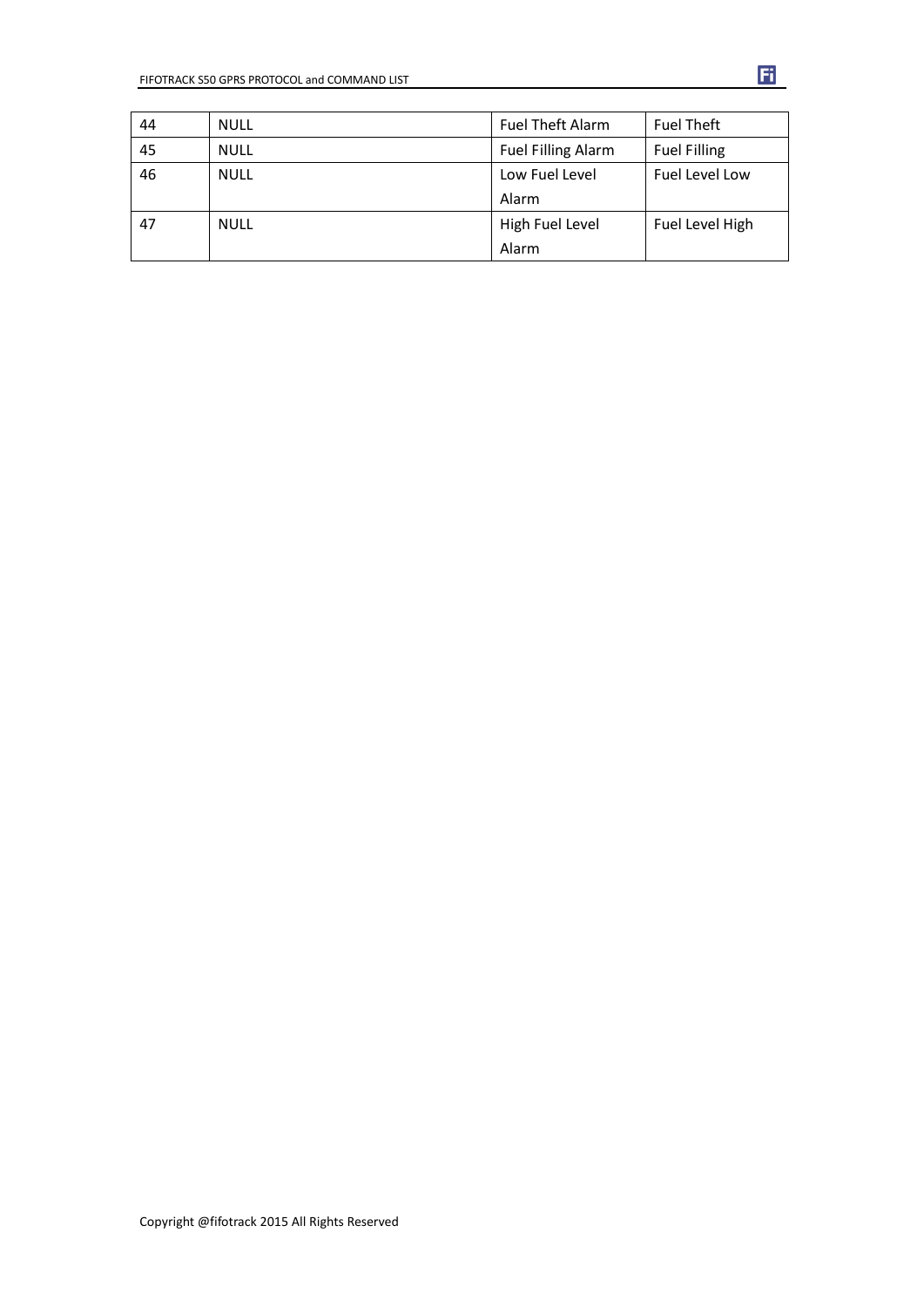| | | | |
|---|---|---|---|
| 44 | NULL | Fuel Theft Alarm | Fuel Theft |
| 45 | NULL | Fuel Filling Alarm | Fuel Filling |
| 46 | NULL | Low Fuel Level Alarm | Fuel Level Low |
| 47 | NULL | High Fuel Level Alarm | Fuel Level High |

Copyright @fifotrack 2015 All Rights Reserved